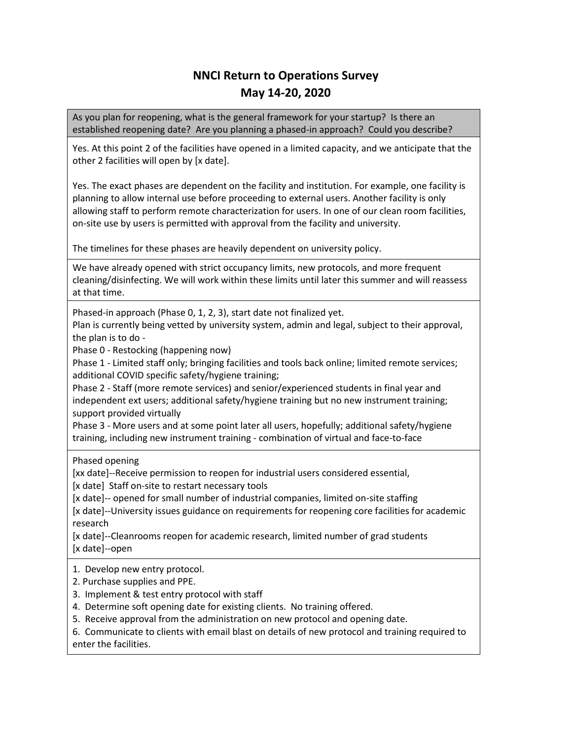# NNCI Return to Operations Survey

## May 14-20, 2020

| As you plan for reopening, what is the general framework for your startup? Is there an established reopening date? Are you planning a phased-in approach? Could you describe? |
|---|
| Yes. At this point 2 of the facilities have opened in a limited capacity, and we anticipate that the other 2 facilities will open by [x date].<br><br>Yes. The exact phases are dependent on the facility and institution. For example, one facility is planning to allow internal use before proceeding to external users. Another facility is only allowing staff to perform remote characterization for users. In one of our clean room facilities, on-site use by users is permitted with approval from the facility and university.<br><br>The timelines for these phases are heavily dependent on university policy. |
| We have already opened with strict occupancy limits, new protocols, and more frequent cleaning/disinfecting. We will work within these limits until later this summer and will reassess at that time. |
| Phased-in approach (Phase 0, 1, 2, 3), start date not finalized yet.<br>Plan is currently being vetted by university system, admin and legal, subject to their approval, the plan is to do -<br>Phase 0 - Restocking (happening now)<br>Phase 1 - Limited staff only; bringing facilities and tools back online; limited remote services; additional COVID specific safety/hygiene training;<br>Phase 2 - Staff (more remote services) and senior/experienced students in final year and independent ext users; additional safety/hygiene training but no new instrument training; support provided virtually<br>Phase 3 - More users and at some point later all users, hopefully; additional safety/hygiene training, including new instrument training - combination of virtual and face-to-face |
| Phased opening<br>[xx date]--Receive permission to reopen for industrial users considered essential,<br>[x date] Staff on-site to restart necessary tools<br>[x date]-- opened for small number of industrial companies, limited on-site staffing<br>[x date]--University issues guidance on requirements for reopening core facilities for academic research<br>[x date]--Cleanrooms reopen for academic research, limited number of grad students<br>[x date]--open |
| 1. Develop new entry protocol.<br>2. Purchase supplies and PPE.<br>3. Implement & test entry protocol with staff<br>4. Determine soft opening date for existing clients. No training offered.<br>5. Receive approval from the administration on new protocol and opening date.<br>6. Communicate to clients with email blast on details of new protocol and training required to enter the facilities. |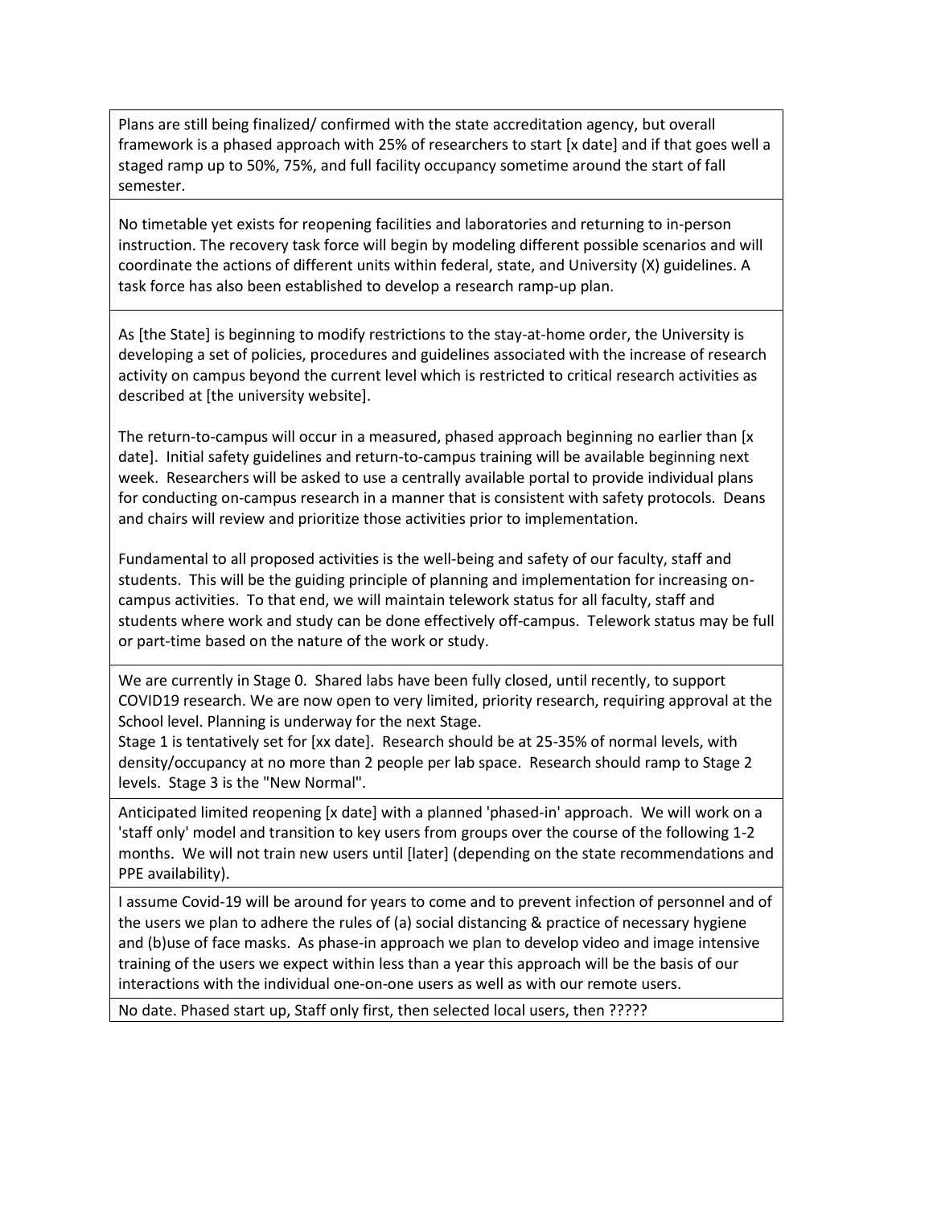| |
|---|
| Plans are still being finalized/ confirmed with the state accreditation agency, but overall framework is a phased approach with 25% of researchers to start [x date] and if that goes well a staged ramp up to 50%, 75%, and full facility occupancy sometime around the start of fall semester. |
| No timetable yet exists for reopening facilities and laboratories and returning to in-person instruction. The recovery task force will begin by modeling different possible scenarios and will coordinate the actions of different units within federal, state, and University (X) guidelines. A task force has also been established to develop a research ramp-up plan. |
| As [the State] is beginning to modify restrictions to the stay-at-home order, the University is developing a set of policies, procedures and guidelines associated with the increase of research activity on campus beyond the current level which is restricted to critical research activities as described at [the university website].<br><br>The return-to-campus will occur in a measured, phased approach beginning no earlier than [x date]. Initial safety guidelines and return-to-campus training will be available beginning next week. Researchers will be asked to use a centrally available portal to provide individual plans for conducting on-campus research in a manner that is consistent with safety protocols. Deans and chairs will review and prioritize those activities prior to implementation.<br><br>Fundamental to all proposed activities is the well-being and safety of our faculty, staff and students. This will be the guiding principle of planning and implementation for increasing on-campus activities. To that end, we will maintain telework status for all faculty, staff and students where work and study can be done effectively off-campus. Telework status may be full or part-time based on the nature of the work or study. |
| We are currently in Stage 0. Shared labs have been fully closed, until recently, to support COVID19 research. We are now open to very limited, priority research, requiring approval at the School level. Planning is underway for the next Stage.<br>Stage 1 is tentatively set for [xx date]. Research should be at 25-35% of normal levels, with density/occupancy at no more than 2 people per lab space. Research should ramp to Stage 2 levels. Stage 3 is the "New Normal". |
| Anticipated limited reopening [x date] with a planned 'phased-in' approach. We will work on a 'staff only' model and transition to key users from groups over the course of the following 1-2 months. We will not train new users until [later] (depending on the state recommendations and PPE availability). |
| I assume Covid-19 will be around for years to come and to prevent infection of personnel and of the users we plan to adhere the rules of (a) social distancing & practice of necessary hygiene and (b)use of face masks. As phase-in approach we plan to develop video and image intensive training of the users we expect within less than a year this approach will be the basis of our interactions with the individual one-on-one users as well as with our remote users. |
| No date. Phased start up, Staff only first, then selected local users, then ????? |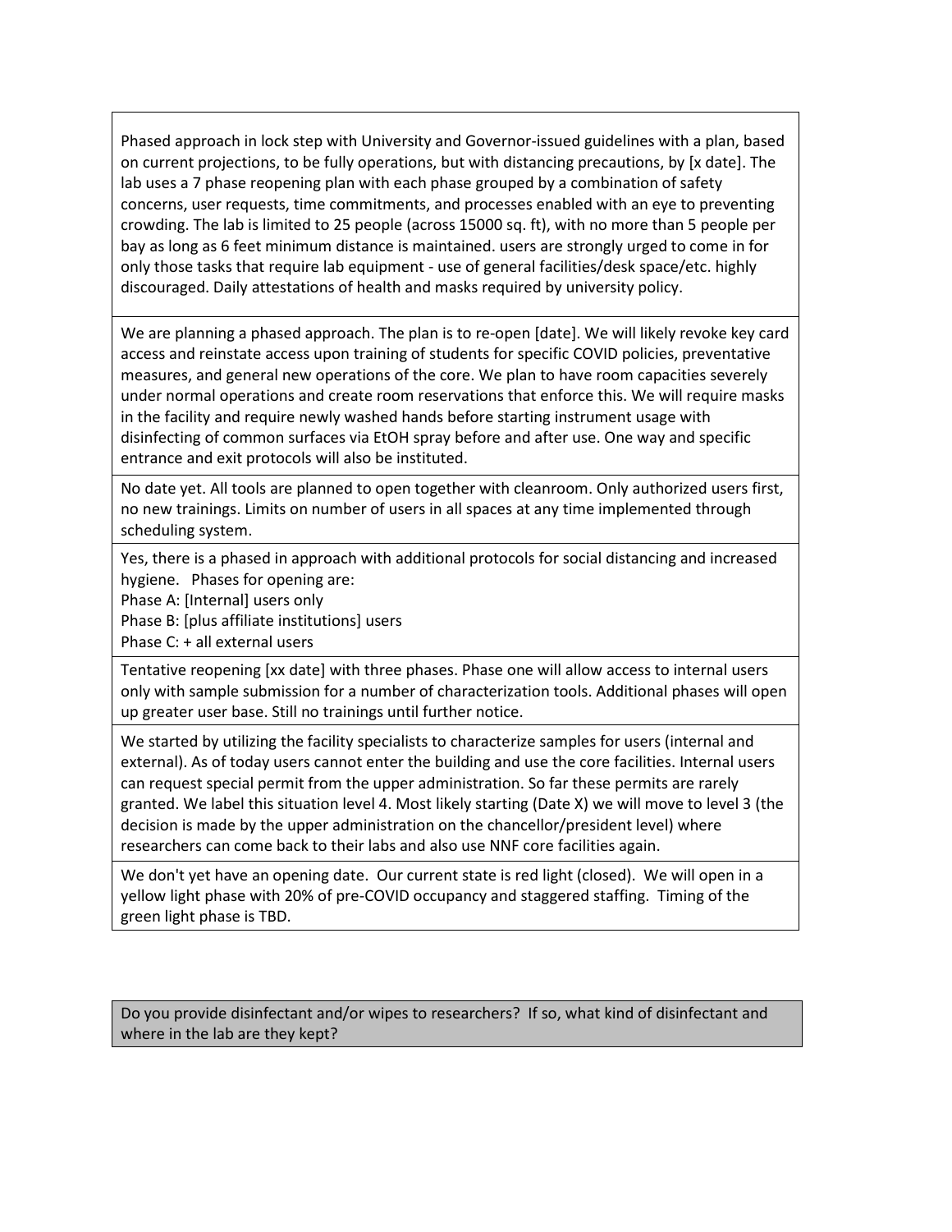| |
|---|
| Phased approach in lock step with University and Governor-issued guidelines with a plan, based on current projections, to be fully operations, but with distancing precautions, by [x date]. The lab uses a 7 phase reopening plan with each phase grouped by a combination of safety concerns, user requests, time commitments, and processes enabled with an eye to preventing crowding. The lab is limited to 25 people (across 15000 sq. ft), with no more than 5 people per bay as long as 6 feet minimum distance is maintained. users are strongly urged to come in for only those tasks that require lab equipment - use of general facilities/desk space/etc. highly discouraged. Daily attestations of health and masks required by university policy. |
| We are planning a phased approach. The plan is to re-open [date]. We will likely revoke key card access and reinstate access upon training of students for specific COVID policies, preventative measures, and general new operations of the core. We plan to have room capacities severely under normal operations and create room reservations that enforce this. We will require masks in the facility and require newly washed hands before starting instrument usage with disinfecting of common surfaces via EtOH spray before and after use. One way and specific entrance and exit protocols will also be instituted. |
| No date yet. All tools are planned to open together with cleanroom. Only authorized users first, no new trainings. Limits on number of users in all spaces at any time implemented through scheduling system. |
| Yes, there is a phased in approach with additional protocols for social distancing and increased hygiene. Phases for opening are:<br>Phase A: [Internal] users only<br>Phase B: [plus affiliate institutions] users<br>Phase C: + all external users |
| Tentative reopening [xx date] with three phases. Phase one will allow access to internal users only with sample submission for a number of characterization tools. Additional phases will open up greater user base. Still no trainings until further notice. |
| We started by utilizing the facility specialists to characterize samples for users (internal and external). As of today users cannot enter the building and use the core facilities. Internal users can request special permit from the upper administration. So far these permits are rarely granted. We label this situation level 4. Most likely starting (Date X) we will move to level 3 (the decision is made by the upper administration on the chancellor/president level) where researchers can come back to their labs and also use NNF core facilities again. |
| We don't yet have an opening date. Our current state is red light (closed). We will open in a yellow light phase with 20% of pre-COVID occupancy and staggered staffing. Timing of the green light phase is TBD. |

| Do you provide disinfectant and/or wipes to researchers? If so, what kind of disinfectant and where in the lab are they kept? |
|---|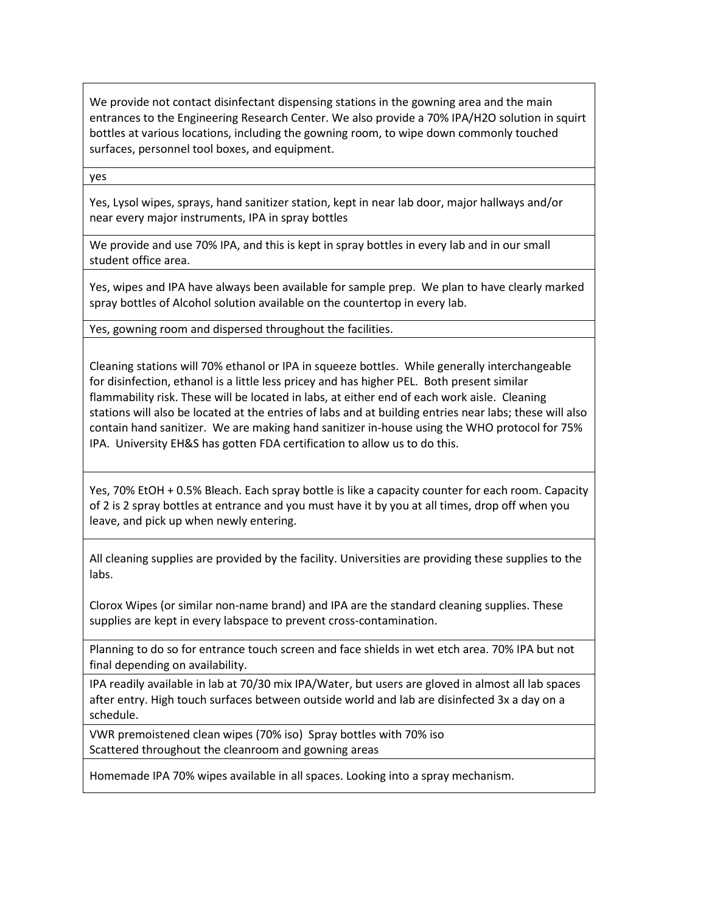| |
|---|
| We provide not contact disinfectant dispensing stations in the gowning area and the main entrances to the Engineering Research Center. We also provide a 70% IPA/H2O solution in squirt bottles at various locations, including the gowning room, to wipe down commonly touched surfaces, personnel tool boxes, and equipment. |
| yes |
| Yes, Lysol wipes, sprays, hand sanitizer station, kept in near lab door, major hallways and/or near every major instruments, IPA in spray bottles |
| We provide and use 70% IPA, and this is kept in spray bottles in every lab and in our small student office area. |
| Yes, wipes and IPA have always been available for sample prep. We plan to have clearly marked spray bottles of Alcohol solution available on the countertop in every lab. |
| Yes, gowning room and dispersed throughout the facilities. |
| Cleaning stations will 70% ethanol or IPA in squeeze bottles. While generally interchangeable for disinfection, ethanol is a little less pricey and has higher PEL. Both present similar flammability risk. These will be located in labs, at either end of each work aisle. Cleaning stations will also be located at the entries of labs and at building entries near labs; these will also contain hand sanitizer. We are making hand sanitizer in-house using the WHO protocol for 75% IPA. University EH&S has gotten FDA certification to allow us to do this. |
| Yes, 70% EtOH + 0.5% Bleach. Each spray bottle is like a capacity counter for each room. Capacity of 2 is 2 spray bottles at entrance and you must have it by you at all times, drop off when you leave, and pick up when newly entering. |
| All cleaning supplies are provided by the facility. Universities are providing these supplies to the labs.<br><br>Clorox Wipes (or similar non-name brand) and IPA are the standard cleaning supplies. These supplies are kept in every labspace to prevent cross-contamination. |
| Planning to do so for entrance touch screen and face shields in wet etch area. 70% IPA but not final depending on availability. |
| IPA readily available in lab at 70/30 mix IPA/Water, but users are gloved in almost all lab spaces after entry. High touch surfaces between outside world and lab are disinfected 3x a day on a schedule. |
| VWR premoistened clean wipes (70% iso) Spray bottles with 70% iso<br>Scattered throughout the cleanroom and gowning areas |
| Homemade IPA 70% wipes available in all spaces. Looking into a spray mechanism. |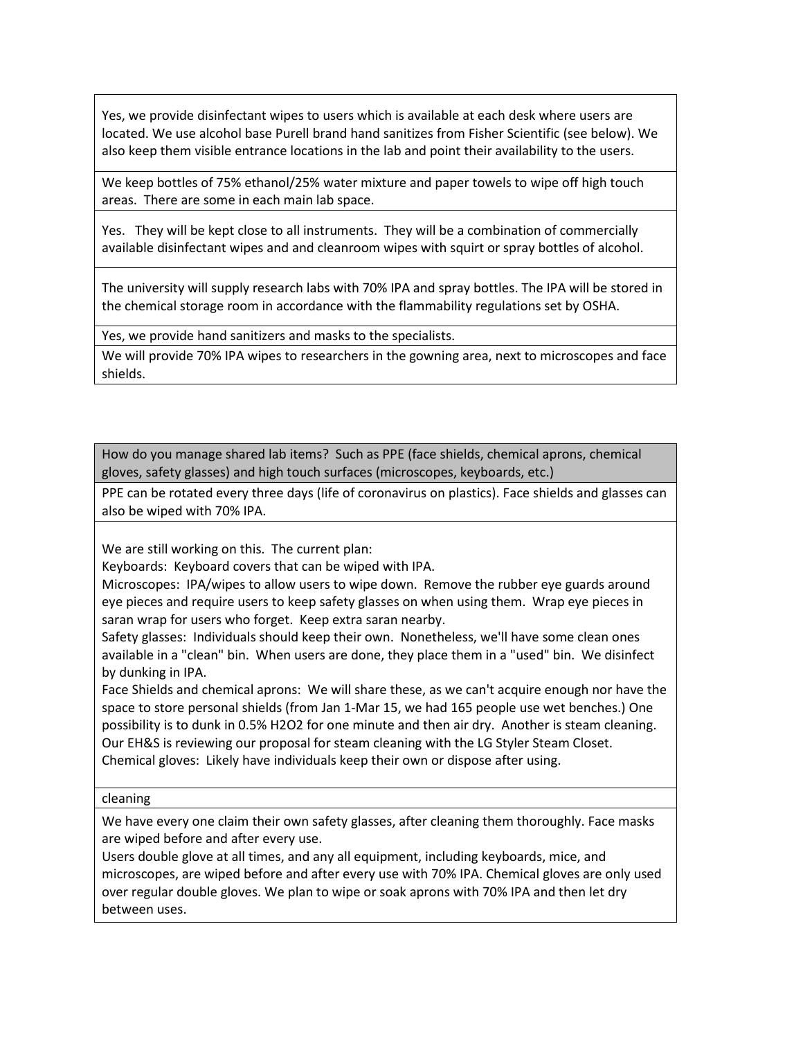| |
|---|
| Yes, we provide disinfectant wipes to users which is available at each desk where users are located. We use alcohol base Purell brand hand sanitizes from Fisher Scientific (see below). We also keep them visible entrance locations in the lab and point their availability to the users. |
| We keep bottles of 75% ethanol/25% water mixture and paper towels to wipe off high touch areas. There are some in each main lab space. |
| Yes. They will be kept close to all instruments. They will be a combination of commercially available disinfectant wipes and and cleanroom wipes with squirt or spray bottles of alcohol. |
| The university will supply research labs with 70% IPA and spray bottles. The IPA will be stored in the chemical storage room in accordance with the flammability regulations set by OSHA. |
| Yes, we provide hand sanitizers and masks to the specialists. |
| We will provide 70% IPA wipes to researchers in the gowning area, next to microscopes and face shields. |

| How do you manage shared lab items? Such as PPE (face shields, chemical aprons, chemical gloves, safety glasses) and high touch surfaces (microscopes, keyboards, etc.) |
|---|
| PPE can be rotated every three days (life of coronavirus on plastics). Face shields and glasses can also be wiped with 70% IPA. |
| We are still working on this. The current plan:<br>Keyboards: Keyboard covers that can be wiped with IPA.<br>Microscopes: IPA/wipes to allow users to wipe down. Remove the rubber eye guards around eye pieces and require users to keep safety glasses on when using them. Wrap eye pieces in saran wrap for users who forget. Keep extra saran nearby.<br>Safety glasses: Individuals should keep their own. Nonetheless, we'll have some clean ones available in a "clean" bin. When users are done, they place them in a "used" bin. We disinfect by dunking in IPA.<br>Face Shields and chemical aprons: We will share these, as we can't acquire enough nor have the space to store personal shields (from Jan 1-Mar 15, we had 165 people use wet benches.) One possibility is to dunk in 0.5% $H_2O_2$ for one minute and then air dry. Another is steam cleaning. Our EH&S is reviewing our proposal for steam cleaning with the LG Styler Steam Closet.<br>Chemical gloves: Likely have individuals keep their own or dispose after using. |
| cleaning |
| We have every one claim their own safety glasses, after cleaning them thoroughly. Face masks are wiped before and after every use.<br>Users double glove at all times, and any all equipment, including keyboards, mice, and microscopes, are wiped before and after every use with 70% IPA. Chemical gloves are only used over regular double gloves. We plan to wipe or soak aprons with 70% IPA and then let dry between uses. |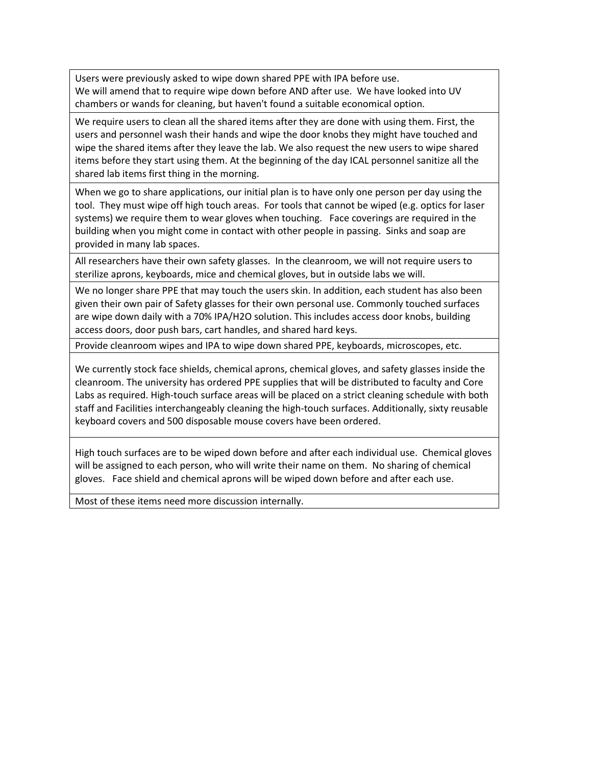| |
|---|
| Users were previously asked to wipe down shared PPE with IPA before use. We will amend that to require wipe down before AND after use. We have looked into UV chambers or wands for cleaning, but haven't found a suitable economical option. |
| We require users to clean all the shared items after they are done with using them. First, the users and personnel wash their hands and wipe the door knobs they might have touched and wipe the shared items after they leave the lab. We also request the new users to wipe shared items before they start using them. At the beginning of the day ICAL personnel sanitize all the shared lab items first thing in the morning. |
| When we go to share applications, our initial plan is to have only one person per day using the tool. They must wipe off high touch areas. For tools that cannot be wiped (e.g. optics for laser systems) we require them to wear gloves when touching. Face coverings are required in the building when you might come in contact with other people in passing. Sinks and soap are provided in many lab spaces. |
| All researchers have their own safety glasses. In the cleanroom, we will not require users to sterilize aprons, keyboards, mice and chemical gloves, but in outside labs we will. |
| We no longer share PPE that may touch the users skin. In addition, each student has also been given their own pair of Safety glasses for their own personal use. Commonly touched surfaces are wipe down daily with a 70% IPA/$H_2O$ solution. This includes access door knobs, building access doors, door push bars, cart handles, and shared hard keys. |
| Provide cleanroom wipes and IPA to wipe down shared PPE, keyboards, microscopes, etc. |
| We currently stock face shields, chemical aprons, chemical gloves, and safety glasses inside the cleanroom. The university has ordered PPE supplies that will be distributed to faculty and Core Labs as required. High-touch surface areas will be placed on a strict cleaning schedule with both staff and Facilities interchangeably cleaning the high-touch surfaces. Additionally, sixty reusable keyboard covers and 500 disposable mouse covers have been ordered. |
| High touch surfaces are to be wiped down before and after each individual use. Chemical gloves will be assigned to each person, who will write their name on them. No sharing of chemical gloves. Face shield and chemical aprons will be wiped down before and after each use. |
| Most of these items need more discussion internally. |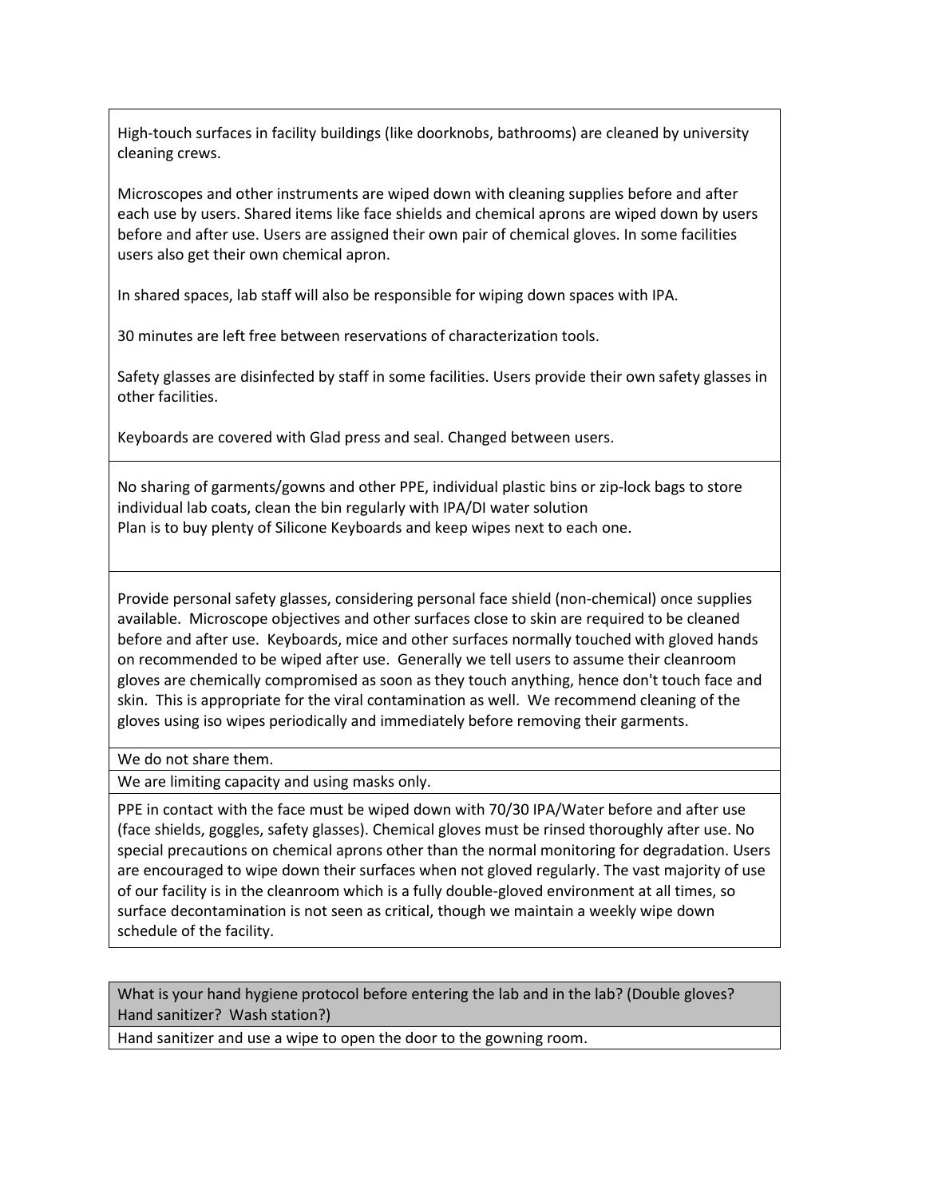| |
|---|
| High-touch surfaces in facility buildings (like doorknobs, bathrooms) are cleaned by university cleaning crews.<br><br>Microscopes and other instruments are wiped down with cleaning supplies before and after each use by users. Shared items like face shields and chemical aprons are wiped down by users before and after use. Users are assigned their own pair of chemical gloves. In some facilities users also get their own chemical apron.<br><br>In shared spaces, lab staff will also be responsible for wiping down spaces with IPA.<br><br>30 minutes are left free between reservations of characterization tools.<br><br>Safety glasses are disinfected by staff in some facilities. Users provide their own safety glasses in other facilities.<br><br>Keyboards are covered with Glad press and seal. Changed between users. |
| No sharing of garments/gowns and other PPE, individual plastic bins or zip-lock bags to store individual lab coats, clean the bin regularly with IPA/DI water solution<br>Plan is to buy plenty of Silicone Keyboards and keep wipes next to each one. |
| Provide personal safety glasses, considering personal face shield (non-chemical) once supplies available. Microscope objectives and other surfaces close to skin are required to be cleaned before and after use. Keyboards, mice and other surfaces normally touched with gloved hands on recommended to be wiped after use. Generally we tell users to assume their cleanroom gloves are chemically compromised as soon as they touch anything, hence don't touch face and skin. This is appropriate for the viral contamination as well. We recommend cleaning of the gloves using iso wipes periodically and immediately before removing their garments. |
| We do not share them. |
| We are limiting capacity and using masks only. |
| PPE in contact with the face must be wiped down with 70/30 IPA/Water before and after use (face shields, goggles, safety glasses). Chemical gloves must be rinsed thoroughly after use. No special precautions on chemical aprons other than the normal monitoring for degradation. Users are encouraged to wipe down their surfaces when not gloved regularly. The vast majority of use of our facility is in the cleanroom which is a fully double-gloved environment at all times, so surface decontamination is not seen as critical, though we maintain a weekly wipe down schedule of the facility. |

| What is your hand hygiene protocol before entering the lab and in the lab? (Double gloves? Hand sanitizer? Wash station?) |
|---|
| Hand sanitizer and use a wipe to open the door to the gowning room. |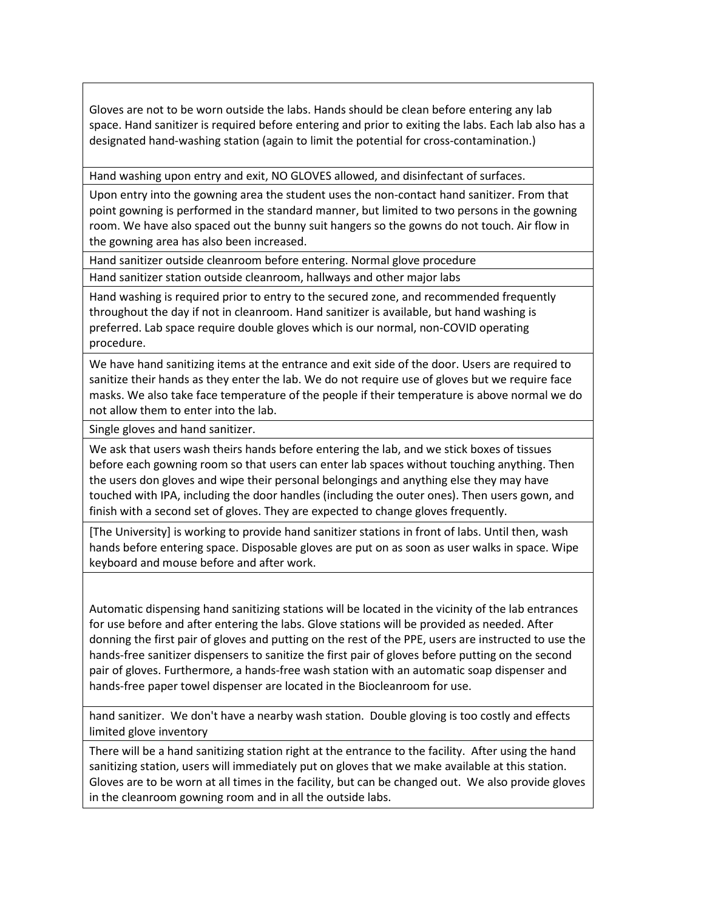| |
|---|
| Gloves are not to be worn outside the labs. Hands should be clean before entering any lab space. Hand sanitizer is required before entering and prior to exiting the labs. Each lab also has a designated hand-washing station (again to limit the potential for cross-contamination.) |
| Hand washing upon entry and exit, NO GLOVES allowed, and disinfectant of surfaces. |
| Upon entry into the gowning area the student uses the non-contact hand sanitizer. From that point gowning is performed in the standard manner, but limited to two persons in the gowning room. We have also spaced out the bunny suit hangers so the gowns do not touch. Air flow in the gowning area has also been increased. |
| Hand sanitizer outside cleanroom before entering. Normal glove procedure |
| Hand sanitizer station outside cleanroom, hallways and other major labs |
| Hand washing is required prior to entry to the secured zone, and recommended frequently throughout the day if not in cleanroom. Hand sanitizer is available, but hand washing is preferred. Lab space require double gloves which is our normal, non-COVID operating procedure. |
| We have hand sanitizing items at the entrance and exit side of the door. Users are required to sanitize their hands as they enter the lab. We do not require use of gloves but we require face masks. We also take face temperature of the people if their temperature is above normal we do not allow them to enter into the lab. |
| Single gloves and hand sanitizer. |
| We ask that users wash theirs hands before entering the lab, and we stick boxes of tissues before each gowning room so that users can enter lab spaces without touching anything. Then the users don gloves and wipe their personal belongings and anything else they may have touched with IPA, including the door handles (including the outer ones). Then users gown, and finish with a second set of gloves. They are expected to change gloves frequently. |
| [The University] is working to provide hand sanitizer stations in front of labs. Until then, wash hands before entering space. Disposable gloves are put on as soon as user walks in space. Wipe keyboard and mouse before and after work. |
| Automatic dispensing hand sanitizing stations will be located in the vicinity of the lab entrances for use before and after entering the labs. Glove stations will be provided as needed. After donning the first pair of gloves and putting on the rest of the PPE, users are instructed to use the hands-free sanitizer dispensers to sanitize the first pair of gloves before putting on the second pair of gloves. Furthermore, a hands-free wash station with an automatic soap dispenser and hands-free paper towel dispenser are located in the Biocleanroom for use. |
| hand sanitizer. We don't have a nearby wash station. Double gloving is too costly and effects limited glove inventory |
| There will be a hand sanitizing station right at the entrance to the facility. After using the hand sanitizing station, users will immediately put on gloves that we make available at this station. Gloves are to be worn at all times in the facility, but can be changed out. We also provide gloves in the cleanroom gowning room and in all the outside labs. |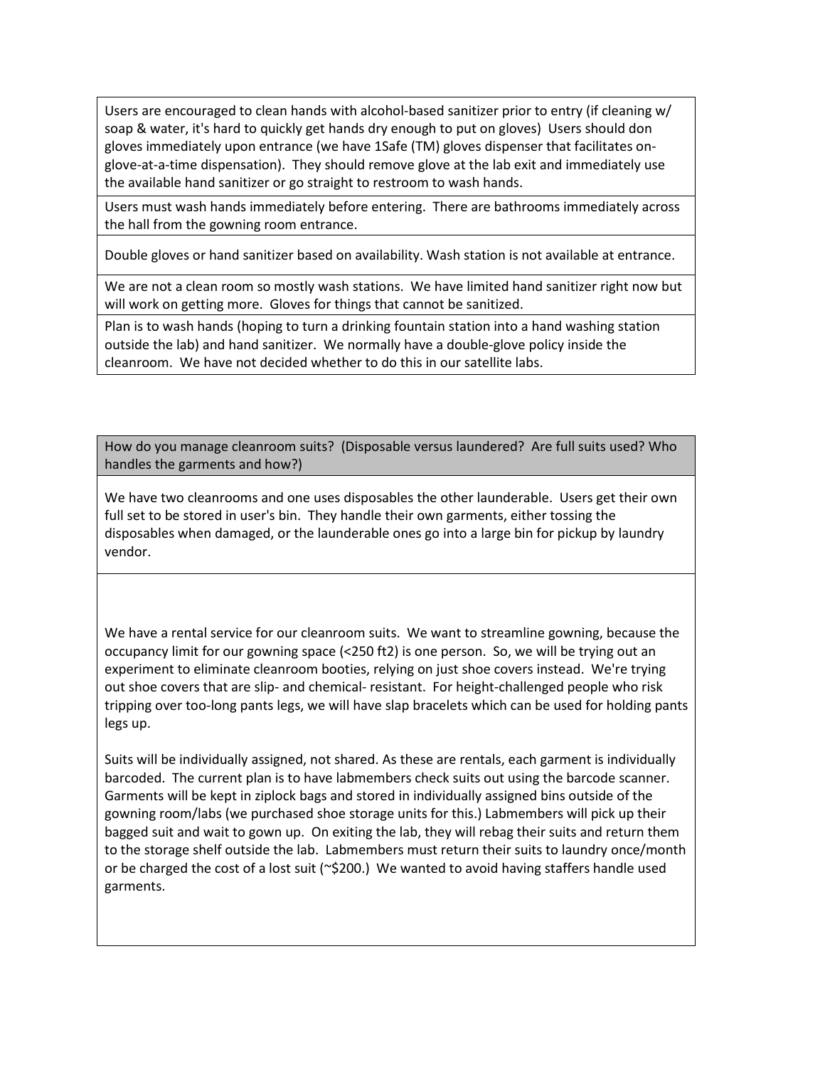| |
|---|
| Users are encouraged to clean hands with alcohol-based sanitizer prior to entry (if cleaning w/ soap & water, it's hard to quickly get hands dry enough to put on gloves) Users should don gloves immediately upon entrance (we have 1Safe (TM) gloves dispenser that facilitates on-glove-at-a-time dispensation). They should remove glove at the lab exit and immediately use the available hand sanitizer or go straight to restroom to wash hands. |
| Users must wash hands immediately before entering. There are bathrooms immediately across the hall from the gowning room entrance. |
| Double gloves or hand sanitizer based on availability. Wash station is not available at entrance. |
| We are not a clean room so mostly wash stations. We have limited hand sanitizer right now but will work on getting more. Gloves for things that cannot be sanitized. |
| Plan is to wash hands (hoping to turn a drinking fountain station into a hand washing station outside the lab) and hand sanitizer. We normally have a double-glove policy inside the cleanroom. We have not decided whether to do this in our satellite labs. |

| How do you manage cleanroom suits? (Disposable versus laundered? Are full suits used? Who handles the garments and how?) |
|---|
| We have two cleanrooms and one uses disposables the other launderable. Users get their own full set to be stored in user's bin. They handle their own garments, either tossing the disposables when damaged, or the launderable ones go into a large bin for pickup by laundry vendor. |
| We have a rental service for our cleanroom suits. We want to streamline gowning, because the occupancy limit for our gowning space (<250 ft2) is one person. So, we will be trying out an experiment to eliminate cleanroom booties, relying on just shoe covers instead. We're trying out shoe covers that are slip- and chemical- resistant. For height-challenged people who risk tripping over too-long pants legs, we will have slap bracelets which can be used for holding pants legs up.<br><br>Suits will be individually assigned, not shared. As these are rentals, each garment is individually barcoded. The current plan is to have labmembers check suits out using the barcode scanner. Garments will be kept in ziplock bags and stored in individually assigned bins outside of the gowning room/labs (we purchased shoe storage units for this.) Labmembers will pick up their bagged suit and wait to gown up. On exiting the lab, they will rebag their suits and return them to the storage shelf outside the lab. Labmembers must return their suits to laundry once/month or be charged the cost of a lost suit (~$200.) We wanted to avoid having staffers handle used garments. |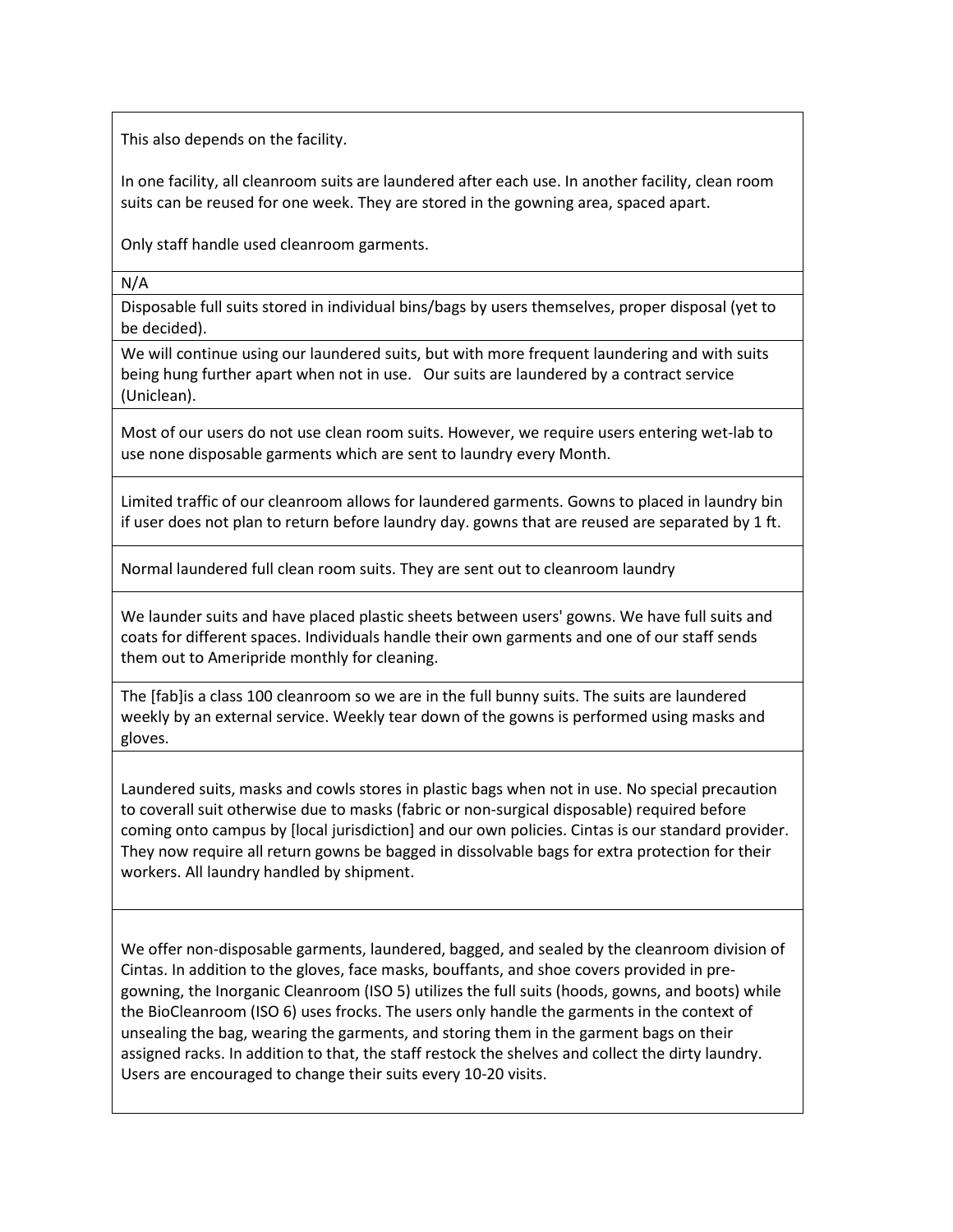| |
|---|
| This also depends on the facility.<br><br>In one facility, all cleanroom suits are laundered after each use. In another facility, clean room suits can be reused for one week. They are stored in the gowning area, spaced apart.<br><br>Only staff handle used cleanroom garments. |
| N/A |
| Disposable full suits stored in individual bins/bags by users themselves, proper disposal (yet to be decided). |
| We will continue using our laundered suits, but with more frequent laundering and with suits being hung further apart when not in use.   Our suits are laundered by a contract service (Uniclean). |
| Most of our users do not use clean room suits. However, we require users entering wet-lab to use none disposable garments which are sent to laundry every Month. |
| Limited traffic of our cleanroom allows for laundered garments. Gowns to placed in laundry bin if user does not plan to return before laundry day. gowns that are reused are separated by 1 ft. |
| Normal laundered full clean room suits. They are sent out to cleanroom laundry |
| We launder suits and have placed plastic sheets between users' gowns. We have full suits and coats for different spaces. Individuals handle their own garments and one of our staff sends them out to Ameripride monthly for cleaning. |
| The [fab]is a class 100 cleanroom so we are in the full bunny suits. The suits are laundered weekly by an external service. Weekly tear down of the gowns is performed using masks and gloves. |
| Laundered suits, masks and cowls stores in plastic bags when not in use. No special precaution to coverall suit otherwise due to masks (fabric or non-surgical disposable) required before coming onto campus by [local jurisdiction] and our own policies. Cintas is our standard provider. They now require all return gowns be bagged in dissolvable bags for extra protection for their workers. All laundry handled by shipment. |
| We offer non-disposable garments, laundered, bagged, and sealed by the cleanroom division of Cintas. In addition to the gloves, face masks, bouffants, and shoe covers provided in pre-gowning, the Inorganic Cleanroom (ISO 5) utilizes the full suits (hoods, gowns, and boots) while the BioCleanroom (ISO 6) uses frocks. The users only handle the garments in the context of unsealing the bag, wearing the garments, and storing them in the garment bags on their assigned racks. In addition to that, the staff restock the shelves and collect the dirty laundry. Users are encouraged to change their suits every 10-20 visits. |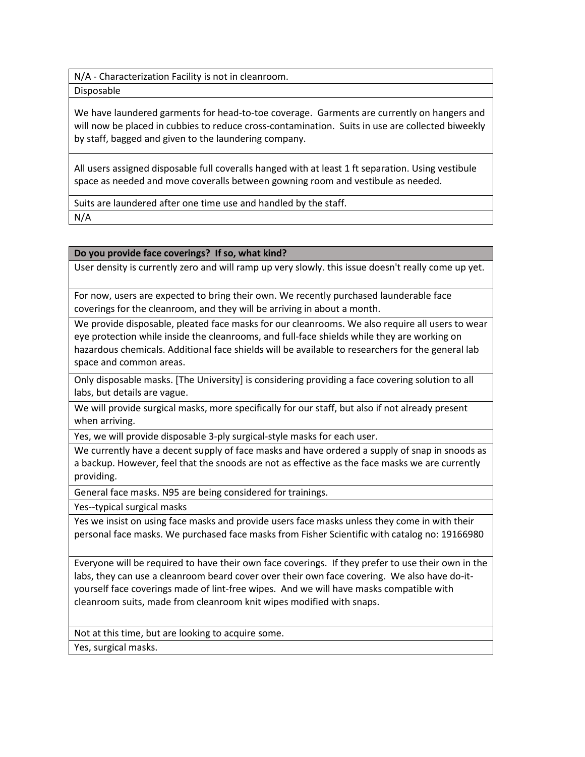| |
|---|
| N/A - Characterization Facility is not in cleanroom. |
| Disposable |
| We have laundered garments for head-to-toe coverage. Garments are currently on hangers and will now be placed in cubbies to reduce cross-contamination. Suits in use are collected biweekly by staff, bagged and given to the laundering company. |
| All users assigned disposable full coveralls hanged with at least 1 ft separation. Using vestibule space as needed and move coveralls between gowning room and vestibule as needed. |
| Suits are laundered after one time use and handled by the staff. |
| N/A |

| **Do you provide face coverings? If so, what kind?** |
|---|
| User density is currently zero and will ramp up very slowly. this issue doesn't really come up yet. |
| For now, users are expected to bring their own. We recently purchased launderable face coverings for the cleanroom, and they will be arriving in about a month. |
| We provide disposable, pleated face masks for our cleanrooms. We also require all users to wear eye protection while inside the cleanrooms, and full-face shields while they are working on hazardous chemicals. Additional face shields will be available to researchers for the general lab space and common areas. |
| Only disposable masks. [The University] is considering providing a face covering solution to all labs, but details are vague. |
| We will provide surgical masks, more specifically for our staff, but also if not already present when arriving. |
| Yes, we will provide disposable 3-ply surgical-style masks for each user. |
| We currently have a decent supply of face masks and have ordered a supply of snap in snoods as a backup. However, feel that the snoods are not as effective as the face masks we are currently providing. |
| General face masks. N95 are being considered for trainings. |
| Yes--typical surgical masks |
| Yes we insist on using face masks and provide users face masks unless they come in with their personal face masks. We purchased face masks from Fisher Scientific with catalog no: 19166980 |
| Everyone will be required to have their own face coverings. If they prefer to use their own in the labs, they can use a cleanroom beard cover over their own face covering. We also have do-it-yourself face coverings made of lint-free wipes. And we will have masks compatible with cleanroom suits, made from cleanroom knit wipes modified with snaps. |
| Not at this time, but are looking to acquire some. |
| Yes, surgical masks. |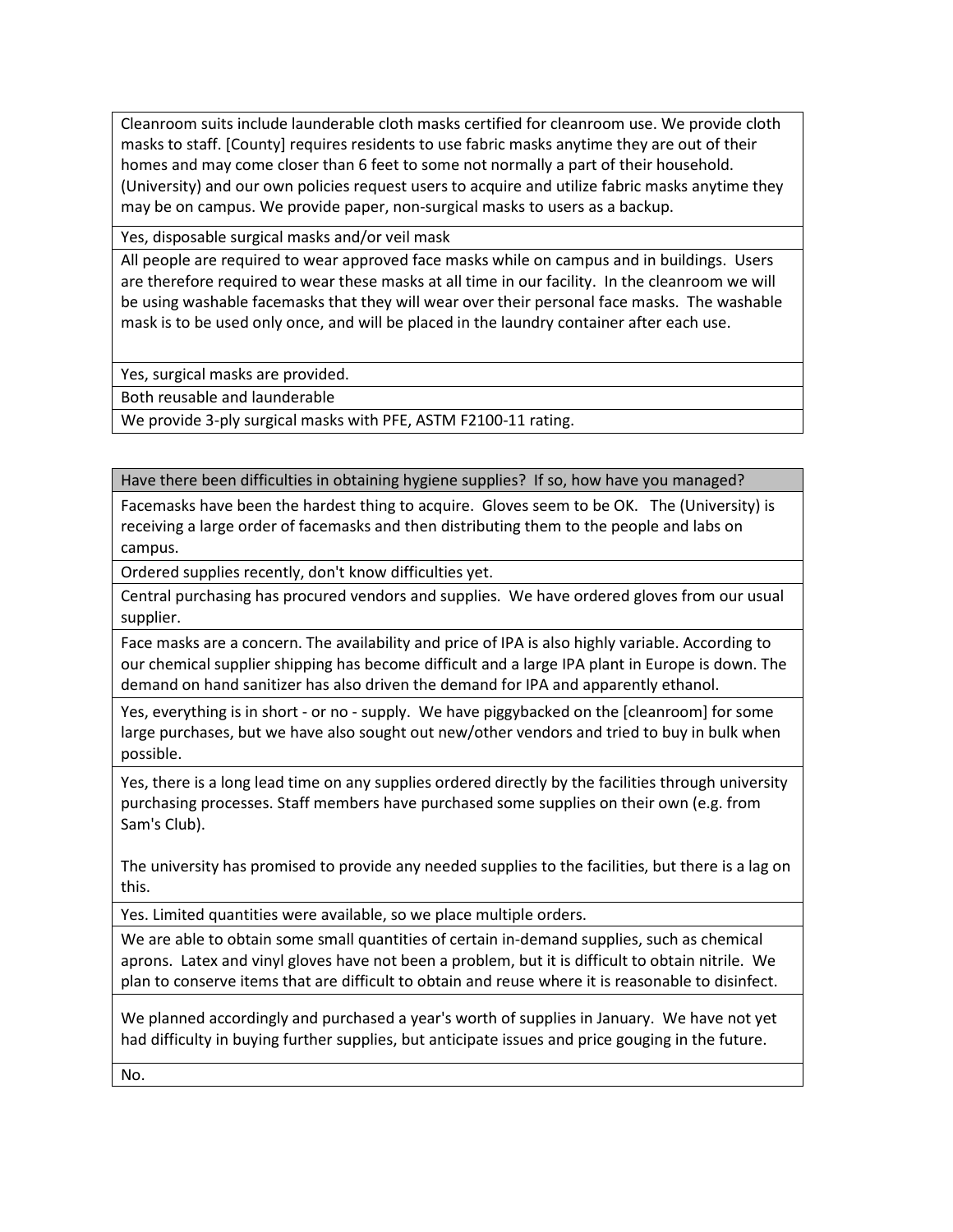| |
|---|
| Cleanroom suits include launderable cloth masks certified for cleanroom use. We provide cloth masks to staff. [County] requires residents to use fabric masks anytime they are out of their homes and may come closer than 6 feet to some not normally a part of their household. (University) and our own policies request users to acquire and utilize fabric masks anytime they may be on campus. We provide paper, non-surgical masks to users as a backup. |
| Yes, disposable surgical masks and/or veil mask |
| All people are required to wear approved face masks while on campus and in buildings. Users are therefore required to wear these masks at all time in our facility. In the cleanroom we will be using washable facemasks that they will wear over their personal face masks. The washable mask is to be used only once, and will be placed in the laundry container after each use. |
| Yes, surgical masks are provided. |
| Both reusable and launderable |
| We provide 3-ply surgical masks with PFE, ASTM F2100-11 rating. |

| Have there been difficulties in obtaining hygiene supplies? If so, how have you managed? |
|---|
| Facemasks have been the hardest thing to acquire. Gloves seem to be OK. The (University) is receiving a large order of facemasks and then distributing them to the people and labs on campus. |
| Ordered supplies recently, don't know difficulties yet. |
| Central purchasing has procured vendors and supplies. We have ordered gloves from our usual supplier. |
| Face masks are a concern. The availability and price of IPA is also highly variable. According to our chemical supplier shipping has become difficult and a large IPA plant in Europe is down. The demand on hand sanitizer has also driven the demand for IPA and apparently ethanol. |
| Yes, everything is in short - or no - supply. We have piggybacked on the [cleanroom] for some large purchases, but we have also sought out new/other vendors and tried to buy in bulk when possible. |
| Yes, there is a long lead time on any supplies ordered directly by the facilities through university purchasing processes. Staff members have purchased some supplies on their own (e.g. from Sam's Club). The university has promised to provide any needed supplies to the facilities, but there is a lag on this. |
| Yes. Limited quantities were available, so we place multiple orders. |
| We are able to obtain some small quantities of certain in-demand supplies, such as chemical aprons. Latex and vinyl gloves have not been a problem, but it is difficult to obtain nitrile. We plan to conserve items that are difficult to obtain and reuse where it is reasonable to disinfect. |
| We planned accordingly and purchased a year's worth of supplies in January. We have not yet had difficulty in buying further supplies, but anticipate issues and price gouging in the future. |
| No. |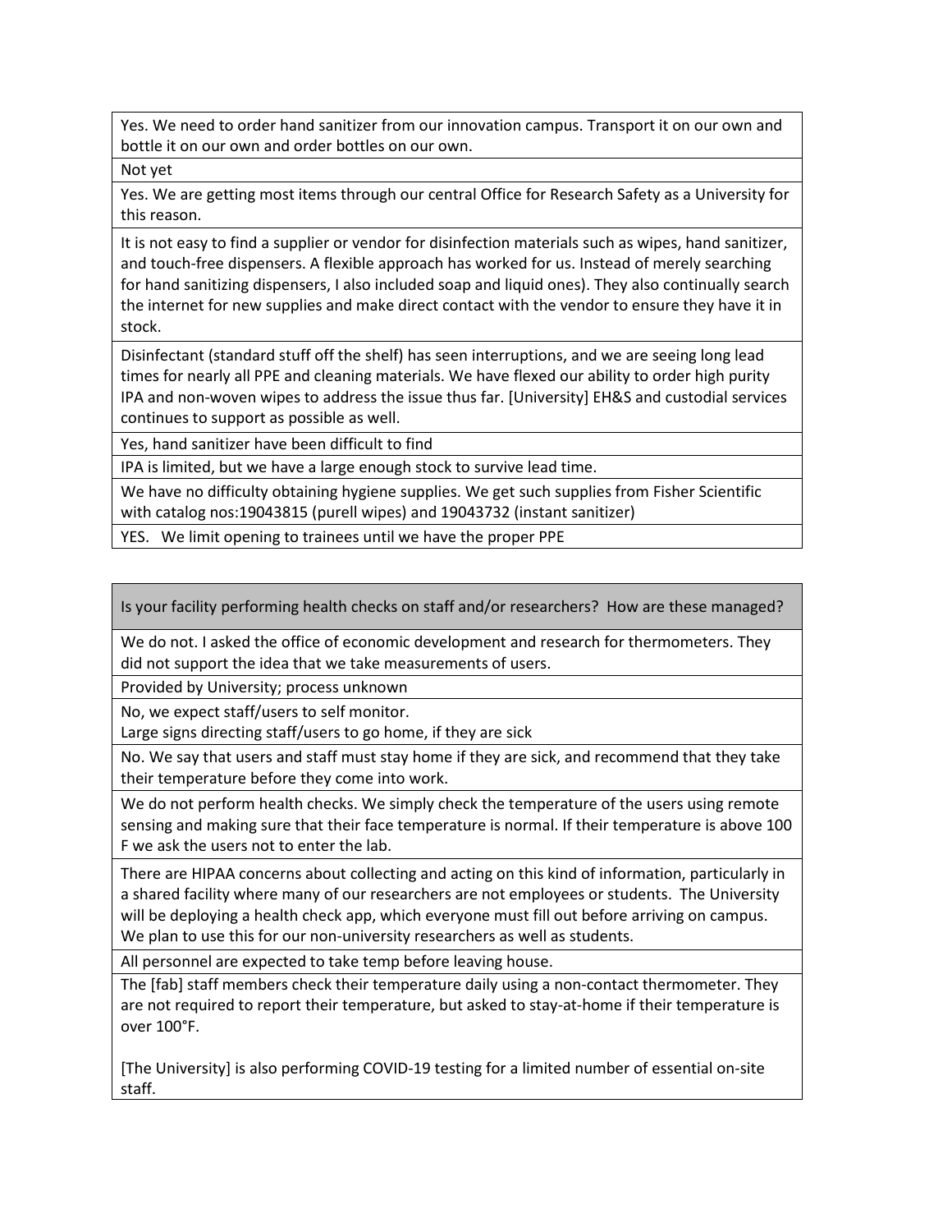| |
|---|
| Yes. We need to order hand sanitizer from our innovation campus. Transport it on our own and bottle it on our own and order bottles on our own. |
| Not yet |
| Yes. We are getting most items through our central Office for Research Safety as a University for this reason. |
| It is not easy to find a supplier or vendor for disinfection materials such as wipes, hand sanitizer, and touch-free dispensers. A flexible approach has worked for us. Instead of merely searching for hand sanitizing dispensers, I also included soap and liquid ones). They also continually search the internet for new supplies and make direct contact with the vendor to ensure they have it in stock. |
| Disinfectant (standard stuff off the shelf) has seen interruptions, and we are seeing long lead times for nearly all PPE and cleaning materials. We have flexed our ability to order high purity IPA and non-woven wipes to address the issue thus far. [University] EH&S and custodial services continues to support as possible as well. |
| Yes, hand sanitizer have been difficult to find |
| IPA is limited, but we have a large enough stock to survive lead time. |
| We have no difficulty obtaining hygiene supplies. We get such supplies from Fisher Scientific with catalog nos:19043815 (purell wipes) and 19043732 (instant sanitizer) |
| YES. We limit opening to trainees until we have the proper PPE |

| Is your facility performing health checks on staff and/or researchers? How are these managed? |
|---|
| We do not. I asked the office of economic development and research for thermometers. They did not support the idea that we take measurements of users. |
| Provided by University; process unknown |
| No, we expect staff/users to self monitor.<br>Large signs directing staff/users to go home, if they are sick |
| No. We say that users and staff must stay home if they are sick, and recommend that they take their temperature before they come into work. |
| We do not perform health checks. We simply check the temperature of the users using remote sensing and making sure that their face temperature is normal. If their temperature is above 100 F we ask the users not to enter the lab. |
| There are HIPAA concerns about collecting and acting on this kind of information, particularly in a shared facility where many of our researchers are not employees or students. The University will be deploying a health check app, which everyone must fill out before arriving on campus. We plan to use this for our non-university researchers as well as students. |
| All personnel are expected to take temp before leaving house. |
| The [fab] staff members check their temperature daily using a non-contact thermometer. They are not required to report their temperature, but asked to stay-at-home if their temperature is over 100°F.<br><br>[The University] is also performing COVID-19 testing for a limited number of essential on-site staff. |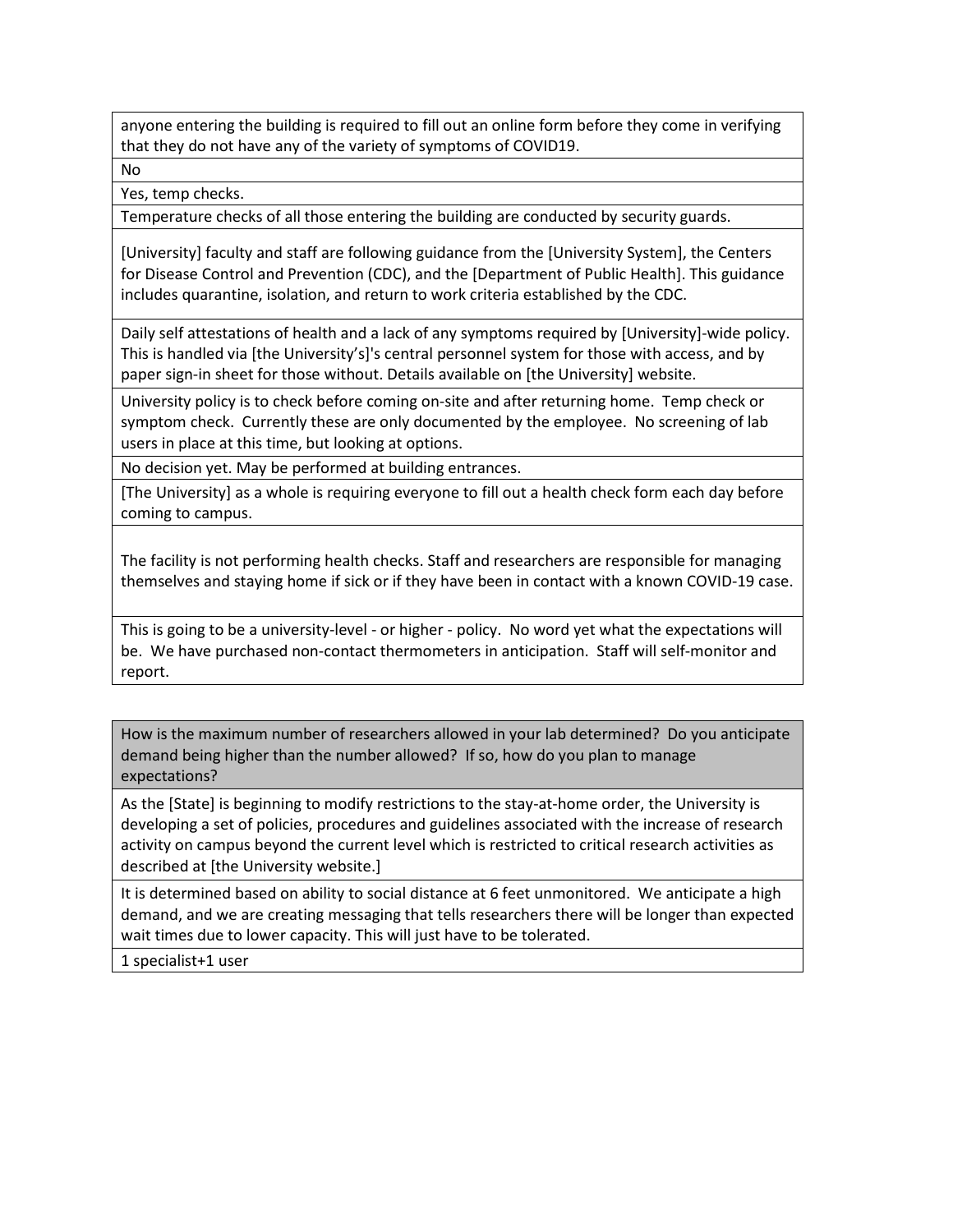| |
|---|
| anyone entering the building is required to fill out an online form before they come in verifying that they do not have any of the variety of symptoms of COVID19. |
| No |
| Yes, temp checks. |
| Temperature checks of all those entering the building are conducted by security guards. |
| [University] faculty and staff are following guidance from the [University System], the Centers for Disease Control and Prevention (CDC), and the [Department of Public Health]. This guidance includes quarantine, isolation, and return to work criteria established by the CDC. |
| Daily self attestations of health and a lack of any symptoms required by [University]-wide policy. This is handled via [the University's]'s central personnel system for those with access, and by paper sign-in sheet for those without. Details available on [the University] website. |
| University policy is to check before coming on-site and after returning home. Temp check or symptom check. Currently these are only documented by the employee. No screening of lab users in place at this time, but looking at options. |
| No decision yet. May be performed at building entrances. |
| [The University] as a whole is requiring everyone to fill out a health check form each day before coming to campus. |
| The facility is not performing health checks. Staff and researchers are responsible for managing themselves and staying home if sick or if they have been in contact with a known COVID-19 case. |
| This is going to be a university-level - or higher - policy. No word yet what the expectations will be. We have purchased non-contact thermometers in anticipation. Staff will self-monitor and report. |

| How is the maximum number of researchers allowed in your lab determined? Do you anticipate demand being higher than the number allowed? If so, how do you plan to manage expectations? |
|---|
| As the [State] is beginning to modify restrictions to the stay-at-home order, the University is developing a set of policies, procedures and guidelines associated with the increase of research activity on campus beyond the current level which is restricted to critical research activities as described at [the University website.] |
| It is determined based on ability to social distance at 6 feet unmonitored. We anticipate a high demand, and we are creating messaging that tells researchers there will be longer than expected wait times due to lower capacity. This will just have to be tolerated. |
| 1 specialist+1 user |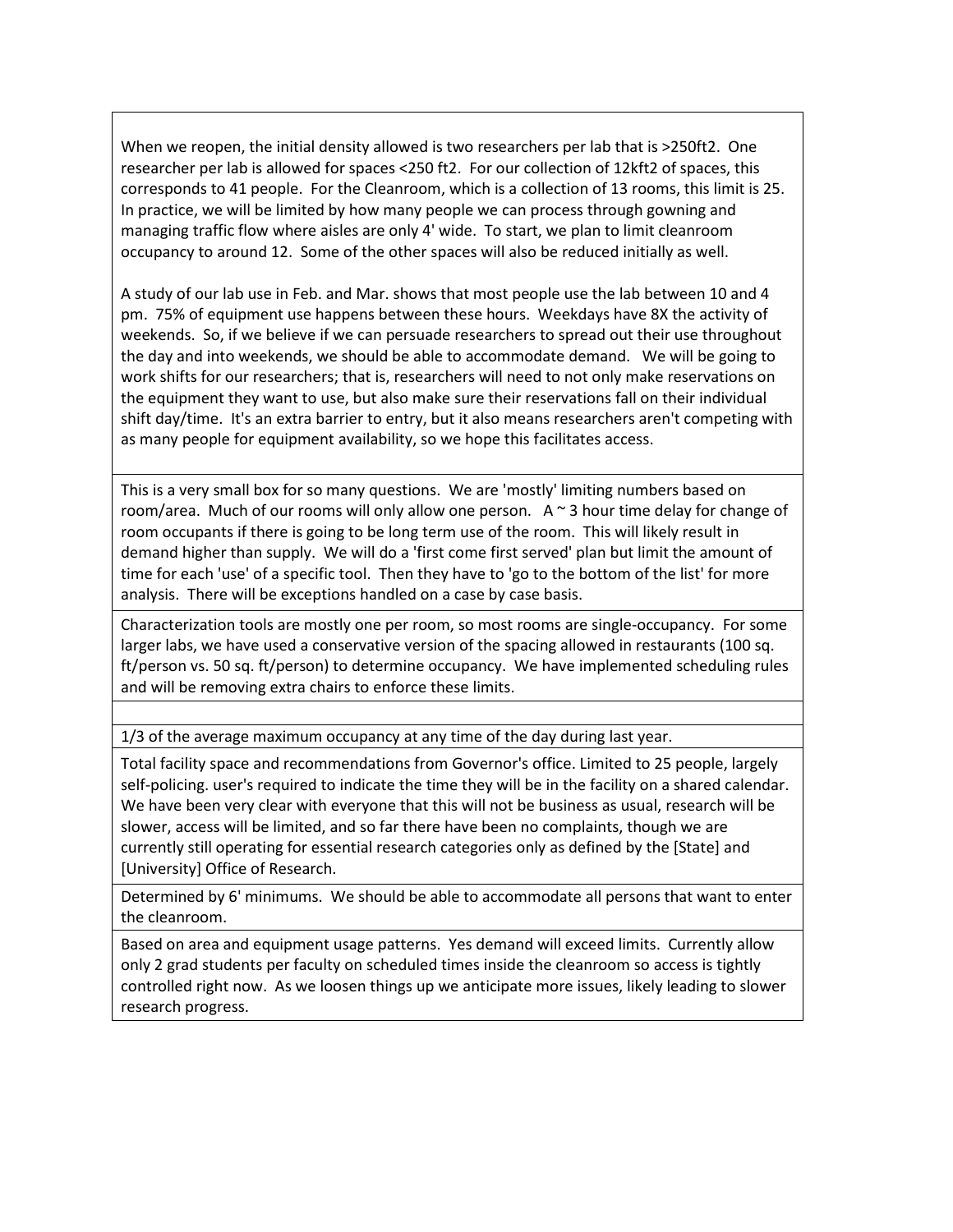| |
|---|
| When we reopen, the initial density allowed is two researchers per lab that is >250ft2. One researcher per lab is allowed for spaces <250 ft2. For our collection of 12kft2 of spaces, this corresponds to 41 people. For the Cleanroom, which is a collection of 13 rooms, this limit is 25. In practice, we will be limited by how many people we can process through gowning and managing traffic flow where aisles are only 4' wide. To start, we plan to limit cleanroom occupancy to around 12. Some of the other spaces will also be reduced initially as well.<br><br>A study of our lab use in Feb. and Mar. shows that most people use the lab between 10 and 4 pm. 75% of equipment use happens between these hours. Weekdays have 8X the activity of weekends. So, if we believe if we can persuade researchers to spread out their use throughout the day and into weekends, we should be able to accommodate demand. We will be going to work shifts for our researchers; that is, researchers will need to not only make reservations on the equipment they want to use, but also make sure their reservations fall on their individual shift day/time. It's an extra barrier to entry, but it also means researchers aren't competing with as many people for equipment availability, so we hope this facilitates access. |
| This is a very small box for so many questions. We are 'mostly' limiting numbers based on room/area. Much of our rooms will only allow one person. A ~ 3 hour time delay for change of room occupants if there is going to be long term use of the room. This will likely result in demand higher than supply. We will do a 'first come first served' plan but limit the amount of time for each 'use' of a specific tool. Then they have to 'go to the bottom of the list' for more analysis. There will be exceptions handled on a case by case basis. |
| Characterization tools are mostly one per room, so most rooms are single-occupancy. For some larger labs, we have used a conservative version of the spacing allowed in restaurants (100 sq. ft/person vs. 50 sq. ft/person) to determine occupancy. We have implemented scheduling rules and will be removing extra chairs to enforce these limits. |
| |
| 1/3 of the average maximum occupancy at any time of the day during last year. |
| Total facility space and recommendations from Governor's office. Limited to 25 people, largely self-policing. user's required to indicate the time they will be in the facility on a shared calendar. We have been very clear with everyone that this will not be business as usual, research will be slower, access will be limited, and so far there have been no complaints, though we are currently still operating for essential research categories only as defined by the [State] and [University] Office of Research. |
| Determined by 6' minimums. We should be able to accommodate all persons that want to enter the cleanroom. |
| Based on area and equipment usage patterns. Yes demand will exceed limits. Currently allow only 2 grad students per faculty on scheduled times inside the cleanroom so access is tightly controlled right now. As we loosen things up we anticipate more issues, likely leading to slower research progress. |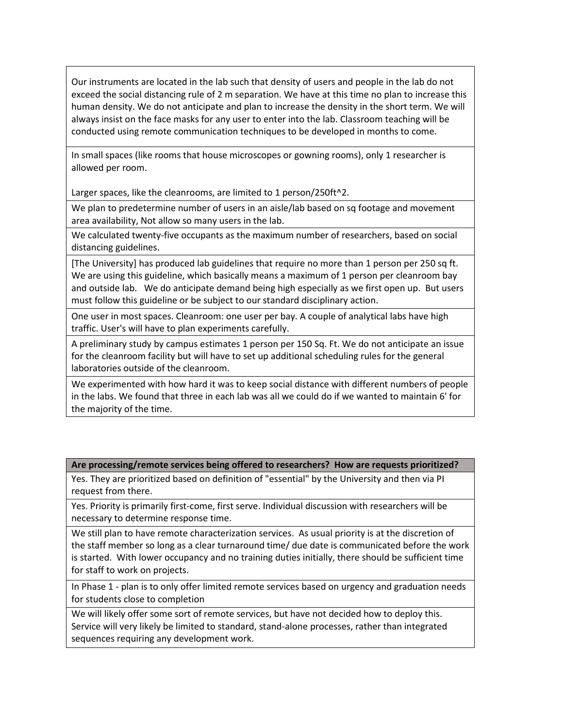| |
|---|
| Our instruments are located in the lab such that density of users and people in the lab do not exceed the social distancing rule of 2 m separation. We have at this time no plan to increase this human density. We do not anticipate and plan to increase the density in the short term. We will always insist on the face masks for any user to enter into the lab. Classroom teaching will be conducted using remote communication techniques to be developed in months to come. |
| In small spaces (like rooms that house microscopes or gowning rooms), only 1 researcher is allowed per room.<br><br>Larger spaces, like the cleanrooms, are limited to 1 person/250ft^2. |
| We plan to predetermine number of users in an aisle/lab based on sq footage and movement area availability, Not allow so many users in the lab. |
| We calculated twenty-five occupants as the maximum number of researchers, based on social distancing guidelines. |
| [The University] has produced lab guidelines that require no more than 1 person per 250 sq ft. We are using this guideline, which basically means a maximum of 1 person per cleanroom bay and outside lab. We do anticipate demand being high especially as we first open up. But users must follow this guideline or be subject to our standard disciplinary action. |
| One user in most spaces. Cleanroom: one user per bay. A couple of analytical labs have high traffic. User's will have to plan experiments carefully. |
| A preliminary study by campus estimates 1 person per 150 Sq. Ft. We do not anticipate an issue for the cleanroom facility but will have to set up additional scheduling rules for the general laboratories outside of the cleanroom. |
| We experimented with how hard it was to keep social distance with different numbers of people in the labs. We found that three in each lab was all we could do if we wanted to maintain 6' for the majority of the time. |

| **Are processing/remote services being offered to researchers? How are requests prioritized?** |
|---|
| Yes. They are prioritized based on definition of "essential" by the University and then via PI request from there. |
| Yes. Priority is primarily first-come, first serve. Individual discussion with researchers will be necessary to determine response time. |
| We still plan to have remote characterization services. As usual priority is at the discretion of the staff member so long as a clear turnaround time/ due date is communicated before the work is started. With lower occupancy and no training duties initially, there should be sufficient time for staff to work on projects. |
| In Phase 1 - plan is to only offer limited remote services based on urgency and graduation needs for students close to completion |
| We will likely offer some sort of remote services, but have not decided how to deploy this. Service will very likely be limited to standard, stand-alone processes, rather than integrated sequences requiring any development work. |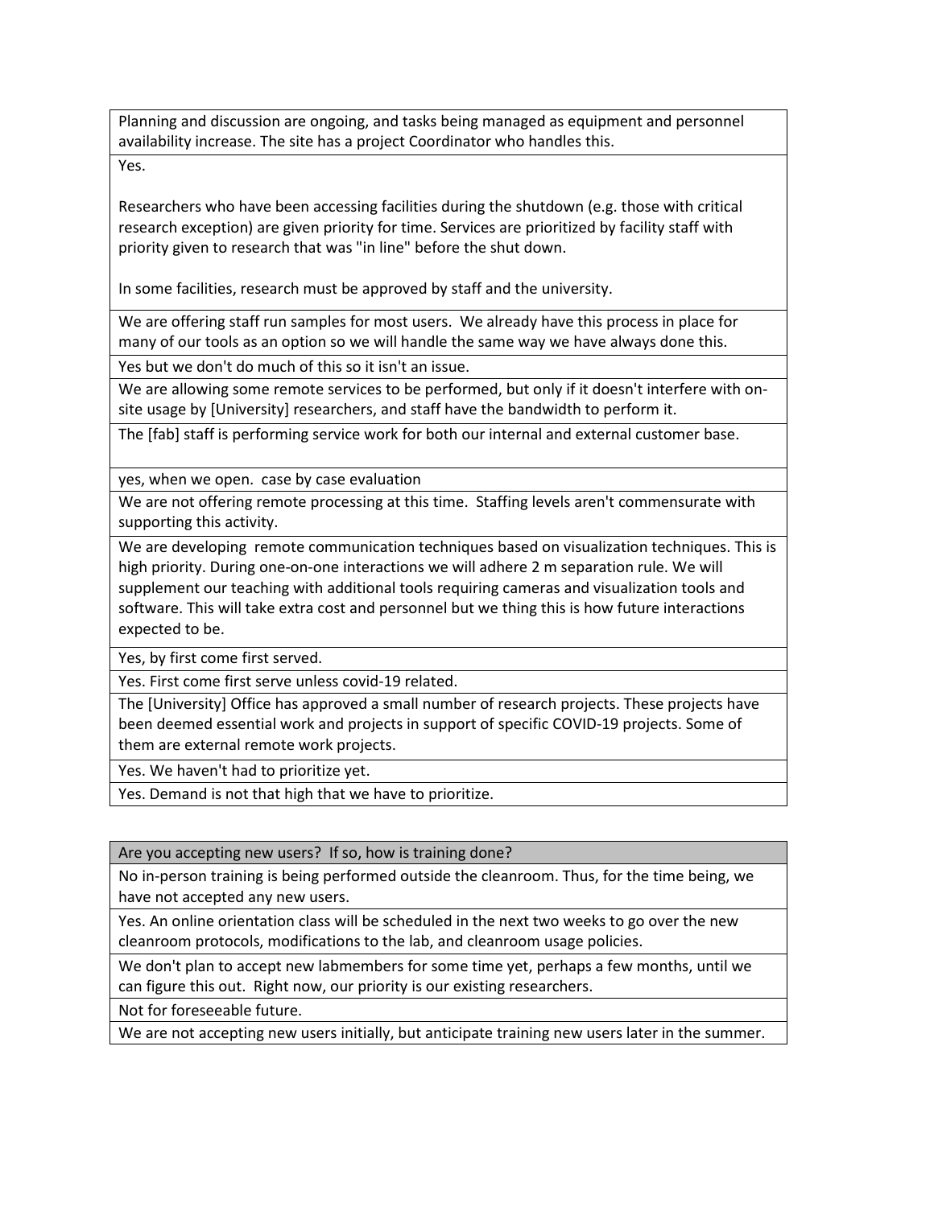| |
|---|
| Planning and discussion are ongoing, and tasks being managed as equipment and personnel availability increase. The site has a project Coordinator who handles this. |
| Yes.<br><br>Researchers who have been accessing facilities during the shutdown (e.g. those with critical research exception) are given priority for time. Services are prioritized by facility staff with priority given to research that was "in line" before the shut down.<br><br>In some facilities, research must be approved by staff and the university. |
| We are offering staff run samples for most users. We already have this process in place for many of our tools as an option so we will handle the same way we have always done this. |
| Yes but we don't do much of this so it isn't an issue. |
| We are allowing some remote services to be performed, but only if it doesn't interfere with on-site usage by [University] researchers, and staff have the bandwidth to perform it. |
| The [fab] staff is performing service work for both our internal and external customer base. |
| yes, when we open. case by case evaluation |
| We are not offering remote processing at this time. Staffing levels aren't commensurate with supporting this activity. |
| We are developing remote communication techniques based on visualization techniques. This is high priority. During one-on-one interactions we will adhere 2 m separation rule. We will supplement our teaching with additional tools requiring cameras and visualization tools and software. This will take extra cost and personnel but we thing this is how future interactions expected to be. |
| Yes, by first come first served. |
| Yes. First come first serve unless covid-19 related. |
| The [University] Office has approved a small number of research projects. These projects have been deemed essential work and projects in support of specific COVID-19 projects. Some of them are external remote work projects. |
| Yes. We haven't had to prioritize yet. |
| Yes. Demand is not that high that we have to prioritize. |

| Are you accepting new users? If so, how is training done? |
|---|
| No in-person training is being performed outside the cleanroom. Thus, for the time being, we have not accepted any new users. |
| Yes. An online orientation class will be scheduled in the next two weeks to go over the new cleanroom protocols, modifications to the lab, and cleanroom usage policies. |
| We don't plan to accept new labmembers for some time yet, perhaps a few months, until we can figure this out. Right now, our priority is our existing researchers. |
| Not for foreseeable future. |
| We are not accepting new users initially, but anticipate training new users later in the summer. |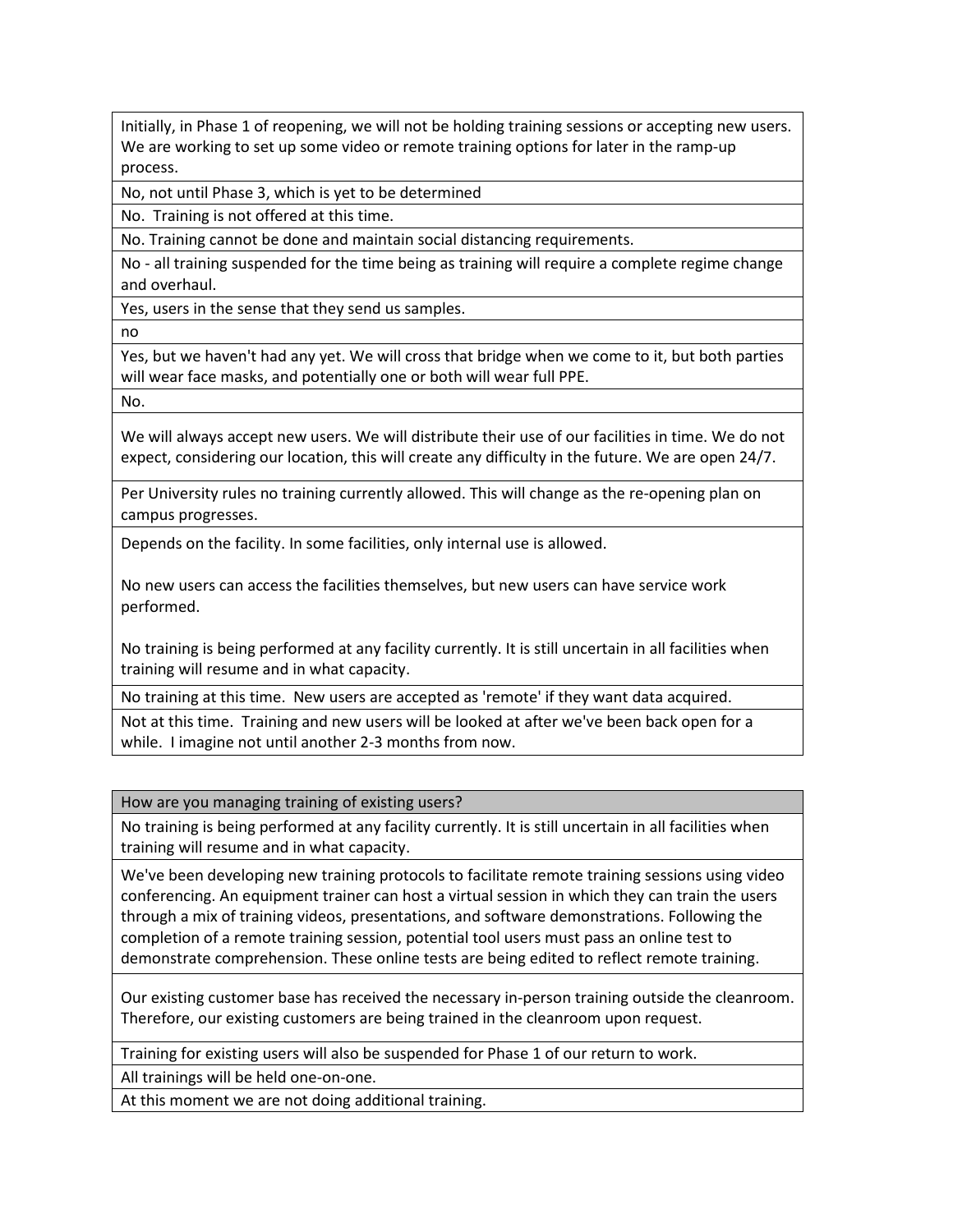| |
|---|
| Initially, in Phase 1 of reopening, we will not be holding training sessions or accepting new users. We are working to set up some video or remote training options for later in the ramp-up process. |
| No, not until Phase 3, which is yet to be determined |
| No. Training is not offered at this time. |
| No. Training cannot be done and maintain social distancing requirements. |
| No - all training suspended for the time being as training will require a complete regime change and overhaul. |
| Yes, users in the sense that they send us samples. |
| no |
| Yes, but we haven't had any yet. We will cross that bridge when we come to it, but both parties will wear face masks, and potentially one or both will wear full PPE. |
| No. |
| We will always accept new users. We will distribute their use of our facilities in time. We do not expect, considering our location, this will create any difficulty in the future. We are open 24/7. |
| Per University rules no training currently allowed. This will change as the re-opening plan on campus progresses. |
| Depends on the facility. In some facilities, only internal use is allowed.<br><br>No new users can access the facilities themselves, but new users can have service work performed.<br><br>No training is being performed at any facility currently. It is still uncertain in all facilities when training will resume and in what capacity. |
| No training at this time. New users are accepted as 'remote' if they want data acquired. |
| Not at this time. Training and new users will be looked at after we've been back open for a while. I imagine not until another 2-3 months from now. |

| How are you managing training of existing users? |
|---|
| No training is being performed at any facility currently. It is still uncertain in all facilities when training will resume and in what capacity. |
| We've been developing new training protocols to facilitate remote training sessions using video conferencing. An equipment trainer can host a virtual session in which they can train the users through a mix of training videos, presentations, and software demonstrations. Following the completion of a remote training session, potential tool users must pass an online test to demonstrate comprehension. These online tests are being edited to reflect remote training. |
| Our existing customer base has received the necessary in-person training outside the cleanroom. Therefore, our existing customers are being trained in the cleanroom upon request. |
| Training for existing users will also be suspended for Phase 1 of our return to work. |
| All trainings will be held one-on-one. |
| At this moment we are not doing additional training. |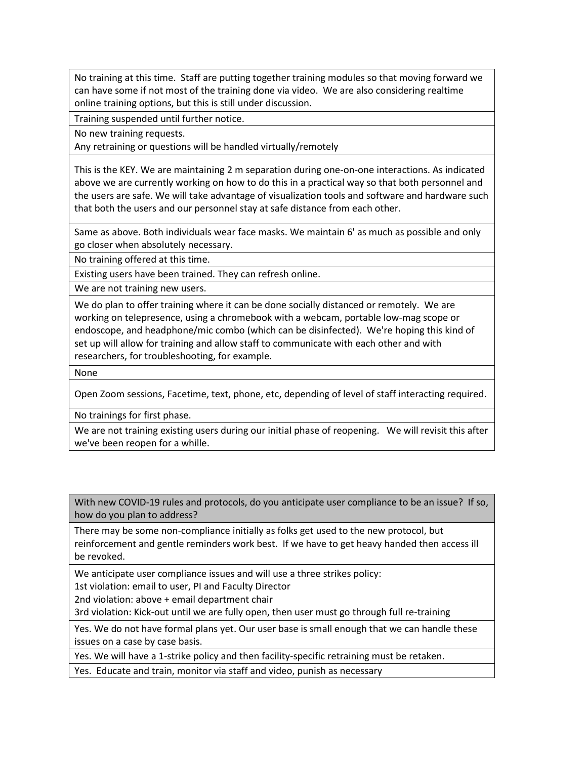| |
|---|
| No training at this time. Staff are putting together training modules so that moving forward we can have some if not most of the training done via video. We are also considering realtime online training options, but this is still under discussion. |
| Training suspended until further notice. |
| No new training requests.<br>Any retraining or questions will be handled virtually/remotely |
| This is the KEY. We are maintaining 2 m separation during one-on-one interactions. As indicated above we are currently working on how to do this in a practical way so that both personnel and the users are safe. We will take advantage of visualization tools and software and hardware such that both the users and our personnel stay at safe distance from each other. |
| Same as above. Both individuals wear face masks. We maintain 6' as much as possible and only go closer when absolutely necessary. |
| No training offered at this time. |
| Existing users have been trained. They can refresh online. |
| We are not training new users. |
| We do plan to offer training where it can be done socially distanced or remotely. We are working on telepresence, using a chromebook with a webcam, portable low-mag scope or endoscope, and headphone/mic combo (which can be disinfected). We're hoping this kind of set up will allow for training and allow staff to communicate with each other and with researchers, for troubleshooting, for example. |
| None |
| Open Zoom sessions, Facetime, text, phone, etc, depending of level of staff interacting required. |
| No trainings for first phase. |
| We are not training existing users during our initial phase of reopening. We will revisit this after we've been reopen for a whille. |

| With new COVID-19 rules and protocols, do you anticipate user compliance to be an issue? If so, how do you plan to address? |
|---|
| There may be some non-compliance initially as folks get used to the new protocol, but reinforcement and gentle reminders work best. If we have to get heavy handed then access ill be revoked. |
| We anticipate user compliance issues and will use a three strikes policy:<br>1st violation: email to user, PI and Faculty Director<br>2nd violation: above + email department chair<br>3rd violation: Kick-out until we are fully open, then user must go through full re-training |
| Yes. We do not have formal plans yet. Our user base is small enough that we can handle these issues on a case by case basis. |
| Yes. We will have a 1-strike policy and then facility-specific retraining must be retaken. |
| Yes. Educate and train, monitor via staff and video, punish as necessary |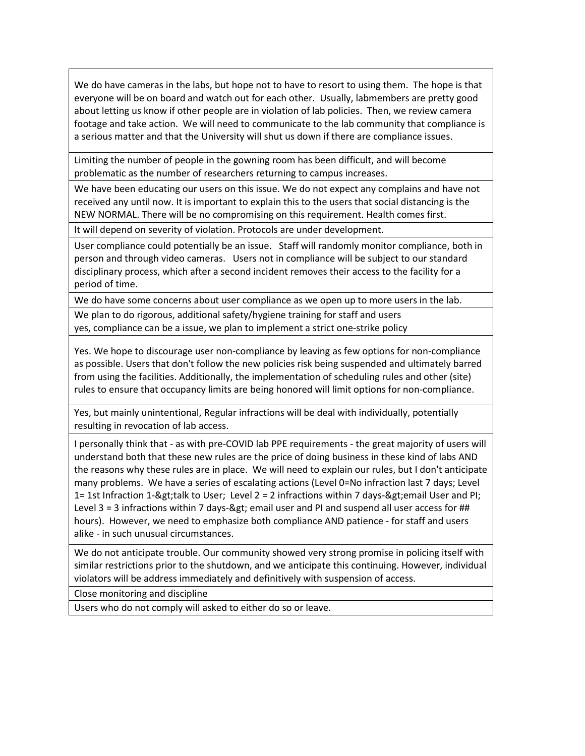| |
|---|
| We do have cameras in the labs, but hope not to have to resort to using them. The hope is that everyone will be on board and watch out for each other. Usually, labmembers are pretty good about letting us know if other people are in violation of lab policies. Then, we review camera footage and take action. We will need to communicate to the lab community that compliance is a serious matter and that the University will shut us down if there are compliance issues. |
| Limiting the number of people in the gowning room has been difficult, and will become problematic as the number of researchers returning to campus increases. |
| We have been educating our users on this issue. We do not expect any complains and have not received any until now. It is important to explain this to the users that social distancing is the NEW NORMAL. There will be no compromising on this requirement. Health comes first. |
| It will depend on severity of violation. Protocols are under development. |
| User compliance could potentially be an issue. Staff will randomly monitor compliance, both in person and through video cameras. Users not in compliance will be subject to our standard disciplinary process, which after a second incident removes their access to the facility for a period of time. |
| We do have some concerns about user compliance as we open up to more users in the lab. |
| We plan to do rigorous, additional safety/hygiene training for staff and users<br>yes, compliance can be a issue, we plan to implement a strict one-strike policy |
| Yes. We hope to discourage user non-compliance by leaving as few options for non-compliance as possible. Users that don't follow the new policies risk being suspended and ultimately barred from using the facilities. Additionally, the implementation of scheduling rules and other (site) rules to ensure that occupancy limits are being honored will limit options for non-compliance. |
| Yes, but mainly unintentional, Regular infractions will be deal with individually, potentially resulting in revocation of lab access. |
| I personally think that - as with pre-COVID lab PPE requirements - the great majority of users will understand both that these new rules are the price of doing business in these kind of labs AND the reasons why these rules are in place. We will need to explain our rules, but I don't anticipate many problems. We have a series of escalating actions (Level 0=No infraction last 7 days; Level 1= 1st Infraction 1-&gt;talk to User; Level 2 = 2 infractions within 7 days-&gt;email User and PI; Level 3 = 3 infractions within 7 days-&gt; email user and PI and suspend all user access for ## hours). However, we need to emphasize both compliance AND patience - for staff and users alike - in such unusual circumstances. |
| We do not anticipate trouble. Our community showed very strong promise in policing itself with similar restrictions prior to the shutdown, and we anticipate this continuing. However, individual violators will be address immediately and definitively with suspension of access. |
| Close monitoring and discipline |
| Users who do not comply will asked to either do so or leave. |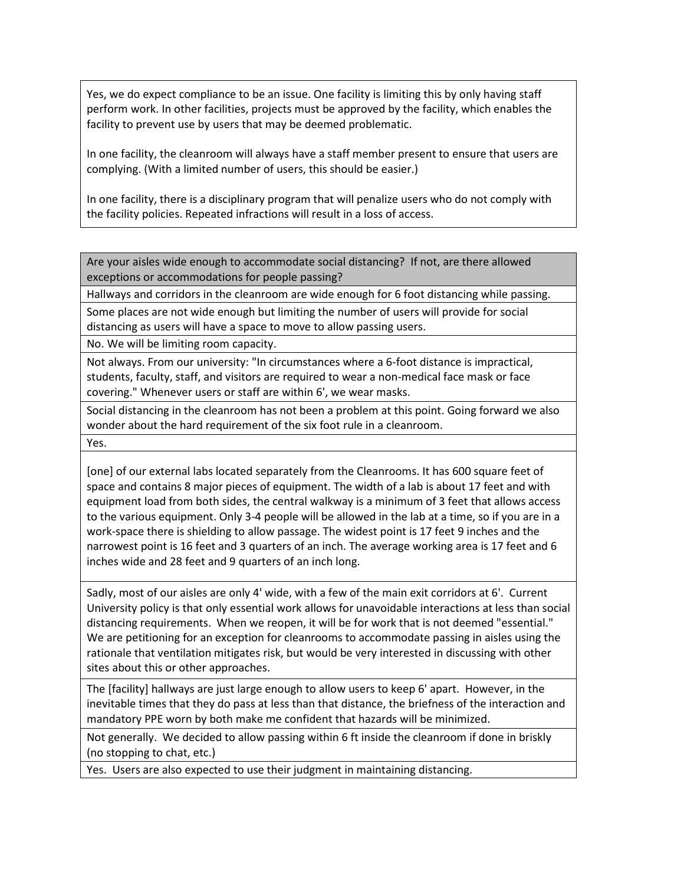Yes, we do expect compliance to be an issue. One facility is limiting this by only having staff perform work. In other facilities, projects must be approved by the facility, which enables the facility to prevent use by users that may be deemed problematic.

In one facility, the cleanroom will always have a staff member present to ensure that users are complying. (With a limited number of users, this should be easier.)

In one facility, there is a disciplinary program that will penalize users who do not comply with the facility policies. Repeated infractions will result in a loss of access.

| Are your aisles wide enough to accommodate social distancing? If not, are there allowed exceptions or accommodations for people passing? |
| --- |
| Hallways and corridors in the cleanroom are wide enough for 6 foot distancing while passing. |
| Some places are not wide enough but limiting the number of users will provide for social distancing as users will have a space to move to allow passing users. |
| No. We will be limiting room capacity. |
| Not always. From our university: "In circumstances where a 6-foot distance is impractical, students, faculty, staff, and visitors are required to wear a non-medical face mask or face covering." Whenever users or staff are within 6', we wear masks. |
| Social distancing in the cleanroom has not been a problem at this point. Going forward we also wonder about the hard requirement of the six foot rule in a cleanroom. |
| Yes. |
| [one] of our external labs located separately from the Cleanrooms. It has 600 square feet of space and contains 8 major pieces of equipment. The width of a lab is about 17 feet and with equipment load from both sides, the central walkway is a minimum of 3 feet that allows access to the various equipment. Only 3-4 people will be allowed in the lab at a time, so if you are in a work-space there is shielding to allow passage. The widest point is 17 feet 9 inches and the narrowest point is 16 feet and 3 quarters of an inch. The average working area is 17 feet and 6 inches wide and 28 feet and 9 quarters of an inch long. |
| Sadly, most of our aisles are only 4' wide, with a few of the main exit corridors at 6'. Current University policy is that only essential work allows for unavoidable interactions at less than social distancing requirements. When we reopen, it will be for work that is not deemed "essential." We are petitioning for an exception for cleanrooms to accommodate passing in aisles using the rationale that ventilation mitigates risk, but would be very interested in discussing with other sites about this or other approaches. |
| The [facility] hallways are just large enough to allow users to keep 6' apart. However, in the inevitable times that they do pass at less than that distance, the briefness of the interaction and mandatory PPE worn by both make me confident that hazards will be minimized. |
| Not generally. We decided to allow passing within 6 ft inside the cleanroom if done in briskly (no stopping to chat, etc.) |
| Yes. Users are also expected to use their judgment in maintaining distancing. |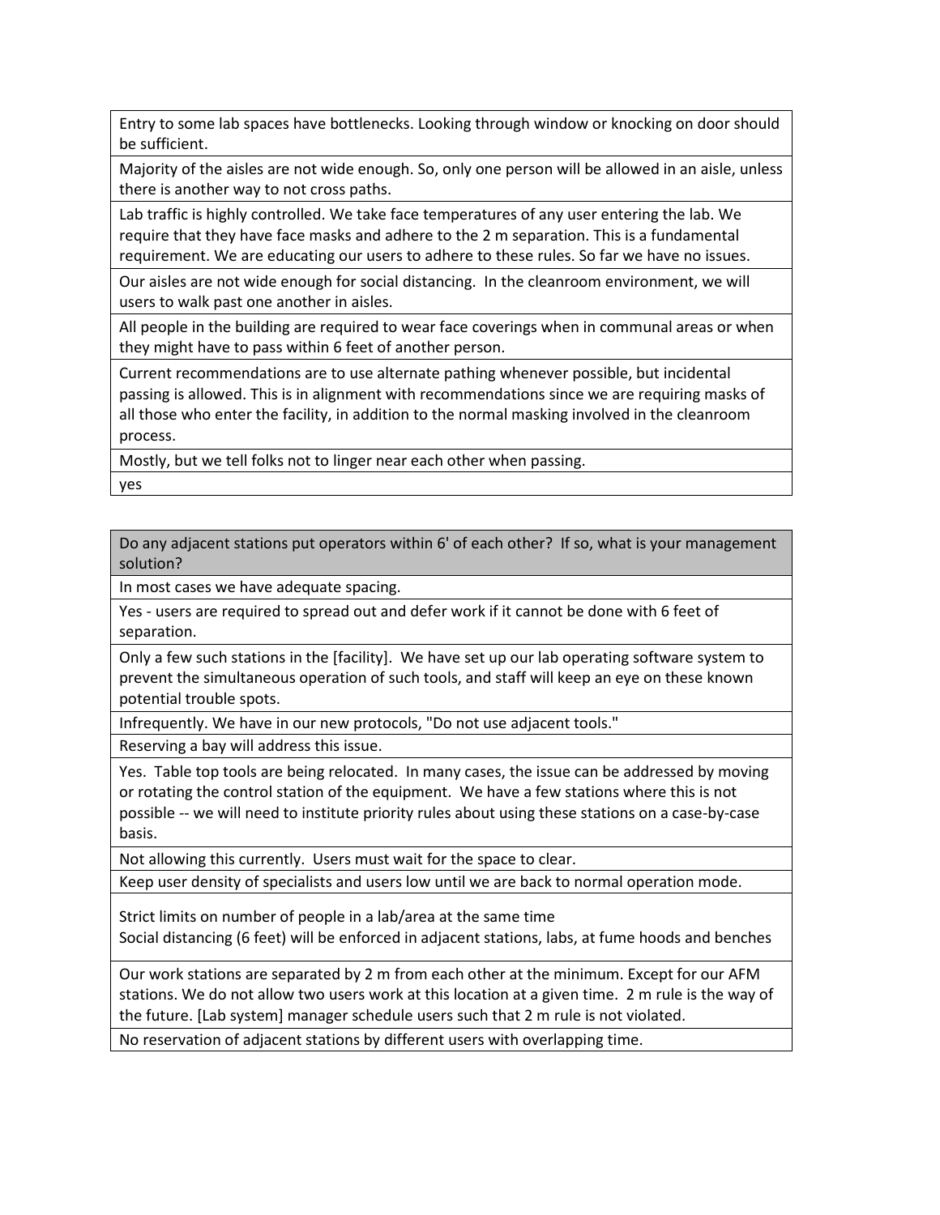| |
|---|
| Entry to some lab spaces have bottlenecks. Looking through window or knocking on door should be sufficient. |
| Majority of the aisles are not wide enough. So, only one person will be allowed in an aisle, unless there is another way to not cross paths. |
| Lab traffic is highly controlled. We take face temperatures of any user entering the lab. We require that they have face masks and adhere to the 2 m separation. This is a fundamental requirement. We are educating our users to adhere to these rules. So far we have no issues. |
| Our aisles are not wide enough for social distancing. In the cleanroom environment, we will users to walk past one another in aisles. |
| All people in the building are required to wear face coverings when in communal areas or when they might have to pass within 6 feet of another person. |
| Current recommendations are to use alternate pathing whenever possible, but incidental passing is allowed. This is in alignment with recommendations since we are requiring masks of all those who enter the facility, in addition to the normal masking involved in the cleanroom process. |
| Mostly, but we tell folks not to linger near each other when passing. |
| yes |

| Do any adjacent stations put operators within 6' of each other? If so, what is your management solution? |
|---|
| In most cases we have adequate spacing. |
| Yes - users are required to spread out and defer work if it cannot be done with 6 feet of separation. |
| Only a few such stations in the [facility]. We have set up our lab operating software system to prevent the simultaneous operation of such tools, and staff will keep an eye on these known potential trouble spots. |
| Infrequently. We have in our new protocols, "Do not use adjacent tools." |
| Reserving a bay will address this issue. |
| Yes. Table top tools are being relocated. In many cases, the issue can be addressed by moving or rotating the control station of the equipment. We have a few stations where this is not possible -- we will need to institute priority rules about using these stations on a case-by-case basis. |
| Not allowing this currently. Users must wait for the space to clear. |
| Keep user density of specialists and users low until we are back to normal operation mode. |
| Strict limits on number of people in a lab/area at the same time<br>Social distancing (6 feet) will be enforced in adjacent stations, labs, at fume hoods and benches |
| Our work stations are separated by 2 m from each other at the minimum. Except for our AFM stations. We do not allow two users work at this location at a given time. 2 m rule is the way of the future. [Lab system] manager schedule users such that 2 m rule is not violated. |
| No reservation of adjacent stations by different users with overlapping time. |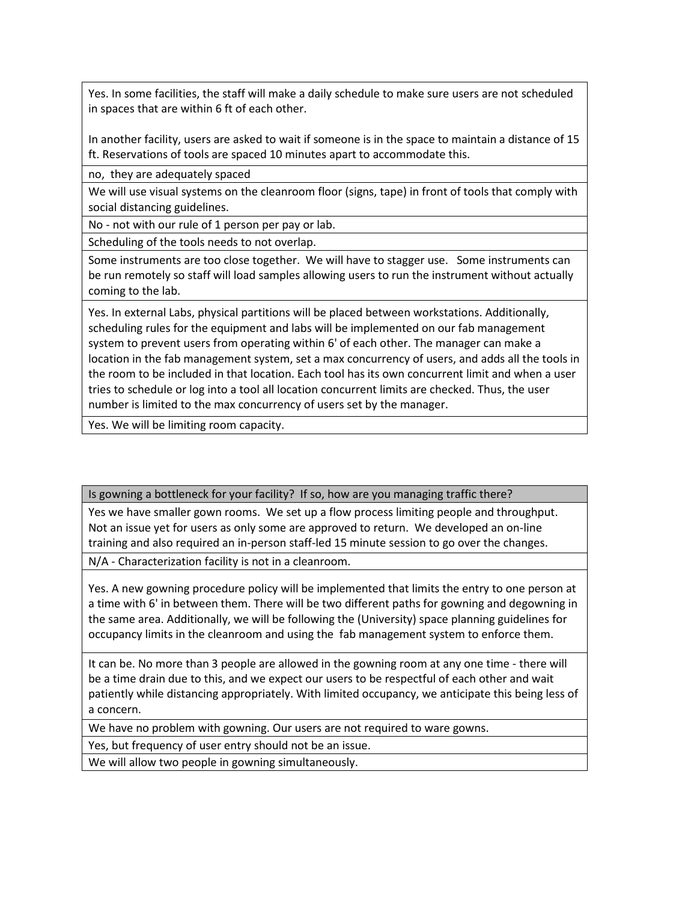| |
|---|
| Yes. In some facilities, the staff will make a daily schedule to make sure users are not scheduled in spaces that are within 6 ft of each other.<br><br>In another facility, users are asked to wait if someone is in the space to maintain a distance of 15 ft. Reservations of tools are spaced 10 minutes apart to accommodate this. |
| no, they are adequately spaced |
| We will use visual systems on the cleanroom floor (signs, tape) in front of tools that comply with social distancing guidelines. |
| No - not with our rule of 1 person per pay or lab. |
| Scheduling of the tools needs to not overlap. |
| Some instruments are too close together. We will have to stagger use. Some instruments can be run remotely so staff will load samples allowing users to run the instrument without actually coming to the lab. |
| Yes. In external Labs, physical partitions will be placed between workstations. Additionally, scheduling rules for the equipment and labs will be implemented on our fab management system to prevent users from operating within 6' of each other. The manager can make a location in the fab management system, set a max concurrency of users, and adds all the tools in the room to be included in that location. Each tool has its own concurrent limit and when a user tries to schedule or log into a tool all location concurrent limits are checked. Thus, the user number is limited to the max concurrency of users set by the manager. |
| Yes. We will be limiting room capacity. |

| Is gowning a bottleneck for your facility? If so, how are you managing traffic there? |
|---|
| Yes we have smaller gown rooms. We set up a flow process limiting people and throughput. Not an issue yet for users as only some are approved to return. We developed an on-line training and also required an in-person staff-led 15 minute session to go over the changes. |
| N/A - Characterization facility is not in a cleanroom. |
| Yes. A new gowning procedure policy will be implemented that limits the entry to one person at a time with 6' in between them. There will be two different paths for gowning and degowning in the same area. Additionally, we will be following the (University) space planning guidelines for occupancy limits in the cleanroom and using the fab management system to enforce them. |
| It can be. No more than 3 people are allowed in the gowning room at any one time - there will be a time drain due to this, and we expect our users to be respectful of each other and wait patiently while distancing appropriately. With limited occupancy, we anticipate this being less of a concern. |
| We have no problem with gowning. Our users are not required to ware gowns. |
| Yes, but frequency of user entry should not be an issue. |
| We will allow two people in gowning simultaneously. |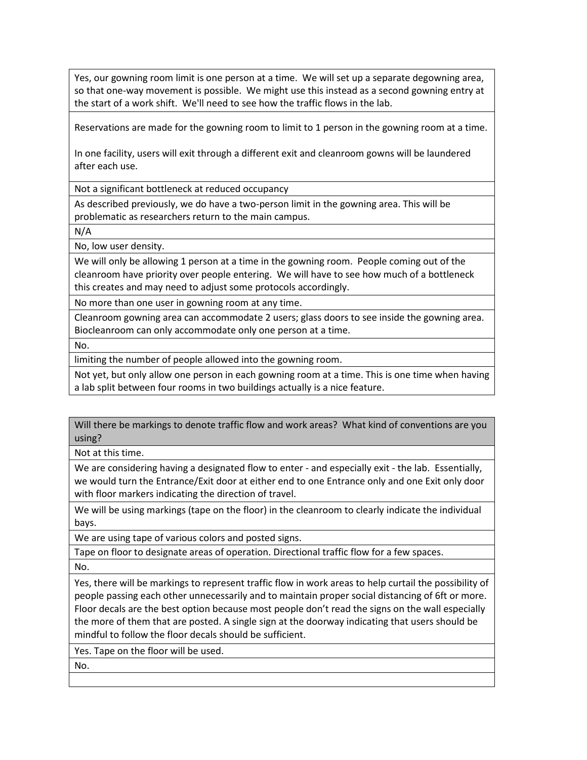| |
|---|
| Yes, our gowning room limit is one person at a time. We will set up a separate degowning area, so that one-way movement is possible. We might use this instead as a second gowning entry at the start of a work shift. We'll need to see how the traffic flows in the lab. |
| Reservations are made for the gowning room to limit to 1 person in the gowning room at a time.<br><br>In one facility, users will exit through a different exit and cleanroom gowns will be laundered after each use. |
| Not a significant bottleneck at reduced occupancy |
| As described previously, we do have a two-person limit in the gowning area. This will be problematic as researchers return to the main campus. |
| N/A |
| No, low user density. |
| We will only be allowing 1 person at a time in the gowning room. People coming out of the cleanroom have priority over people entering. We will have to see how much of a bottleneck this creates and may need to adjust some protocols accordingly. |
| No more than one user in gowning room at any time. |
| Cleanroom gowning area can accommodate 2 users; glass doors to see inside the gowning area. Biocleanroom can only accommodate only one person at a time. |
| No. |
| limiting the number of people allowed into the gowning room. |
| Not yet, but only allow one person in each gowning room at a time. This is one time when having a lab split between four rooms in two buildings actually is a nice feature. |

| Will there be markings to denote traffic flow and work areas? What kind of conventions are you using? |
|---|
| Not at this time. |
| We are considering having a designated flow to enter - and especially exit - the lab. Essentially, we would turn the Entrance/Exit door at either end to one Entrance only and one Exit only door with floor markers indicating the direction of travel. |
| We will be using markings (tape on the floor) in the cleanroom to clearly indicate the individual bays. |
| We are using tape of various colors and posted signs. |
| Tape on floor to designate areas of operation. Directional traffic flow for a few spaces. |
| No. |
| Yes, there will be markings to represent traffic flow in work areas to help curtail the possibility of people passing each other unnecessarily and to maintain proper social distancing of 6ft or more. Floor decals are the best option because most people don't read the signs on the wall especially the more of them that are posted. A single sign at the doorway indicating that users should be mindful to follow the floor decals should be sufficient. |
| Yes. Tape on the floor will be used. |
| No. |
| |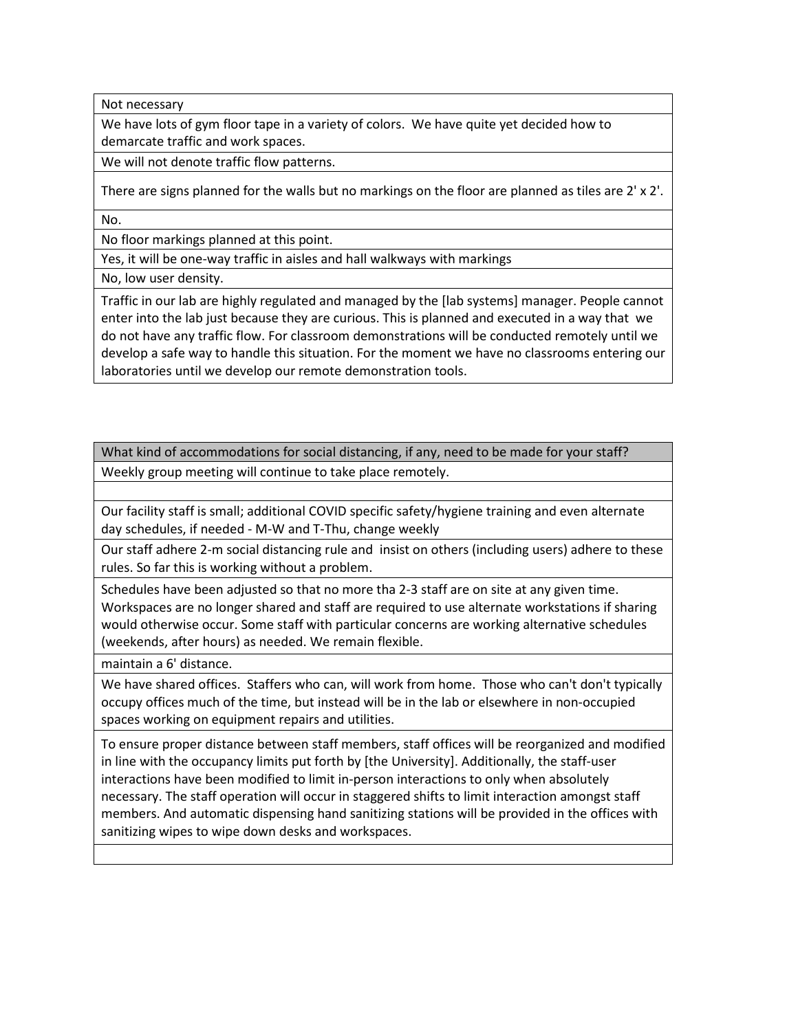| |
|---|
| Not necessary |
| We have lots of gym floor tape in a variety of colors. We have quite yet decided how to demarcate traffic and work spaces. |
| We will not denote traffic flow patterns. |
| There are signs planned for the walls but no markings on the floor are planned as tiles are 2' x 2'. |
| No. |
| No floor markings planned at this point. |
| Yes, it will be one-way traffic in aisles and hall walkways with markings |
| No, low user density. |
| Traffic in our lab are highly regulated and managed by the [lab systems] manager. People cannot enter into the lab just because they are curious. This is planned and executed in a way that we do not have any traffic flow. For classroom demonstrations will be conducted remotely until we develop a safe way to handle this situation. For the moment we have no classrooms entering our laboratories until we develop our remote demonstration tools. |

| What kind of accommodations for social distancing, if any, need to be made for your staff? |
|---|
| Weekly group meeting will continue to take place remotely. |
| |
| Our facility staff is small; additional COVID specific safety/hygiene training and even alternate day schedules, if needed - M-W and T-Thu, change weekly |
| Our staff adhere 2-m social distancing rule and insist on others (including users) adhere to these rules. So far this is working without a problem. |
| Schedules have been adjusted so that no more tha 2-3 staff are on site at any given time. Workspaces are no longer shared and staff are required to use alternate workstations if sharing would otherwise occur. Some staff with particular concerns are working alternative schedules (weekends, after hours) as needed. We remain flexible. |
| maintain a 6' distance. |
| We have shared offices. Staffers who can, will work from home. Those who can't don't typically occupy offices much of the time, but instead will be in the lab or elsewhere in non-occupied spaces working on equipment repairs and utilities. |
| To ensure proper distance between staff members, staff offices will be reorganized and modified in line with the occupancy limits put forth by [the University]. Additionally, the staff-user interactions have been modified to limit in-person interactions to only when absolutely necessary. The staff operation will occur in staggered shifts to limit interaction amongst staff members. And automatic dispensing hand sanitizing stations will be provided in the offices with sanitizing wipes to wipe down desks and workspaces. |
| |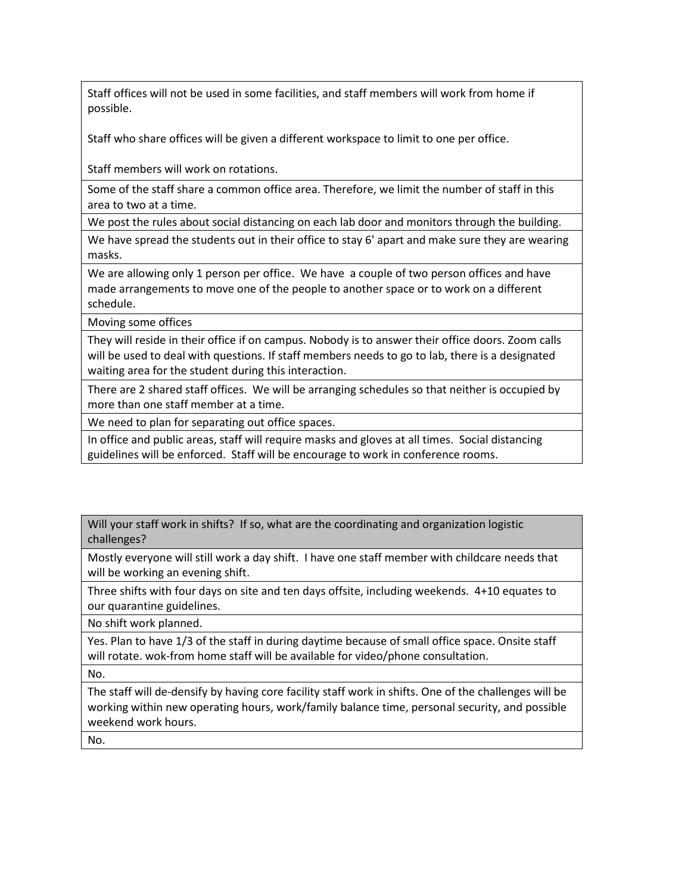| |
|---|
| Staff offices will not be used in some facilities, and staff members will work from home if possible.<br><br>Staff who share offices will be given a different workspace to limit to one per office.<br><br>Staff members will work on rotations. |
| Some of the staff share a common office area. Therefore, we limit the number of staff in this area to two at a time. |
| We post the rules about social distancing on each lab door and monitors through the building. |
| We have spread the students out in their office to stay 6' apart and make sure they are wearing masks. |
| We are allowing only 1 person per office. We have a couple of two person offices and have made arrangements to move one of the people to another space or to work on a different schedule. |
| Moving some offices |
| They will reside in their office if on campus. Nobody is to answer their office doors. Zoom calls will be used to deal with questions. If staff members needs to go to lab, there is a designated waiting area for the student during this interaction. |
| There are 2 shared staff offices. We will be arranging schedules so that neither is occupied by more than one staff member at a time. |
| We need to plan for separating out office spaces. |
| In office and public areas, staff will require masks and gloves at all times. Social distancing guidelines will be enforced. Staff will be encourage to work in conference rooms. |

| Will your staff work in shifts? If so, what are the coordinating and organization logistic challenges? |
|---|
| Mostly everyone will still work a day shift. I have one staff member with childcare needs that will be working an evening shift. |
| Three shifts with four days on site and ten days offsite, including weekends. 4+10 equates to our quarantine guidelines. |
| No shift work planned. |
| Yes. Plan to have 1/3 of the staff in during daytime because of small office space. Onsite staff will rotate. wok-from home staff will be available for video/phone consultation. |
| No. |
| The staff will de-densify by having core facility staff work in shifts. One of the challenges will be working within new operating hours, work/family balance time, personal security, and possible weekend work hours. |
| No. |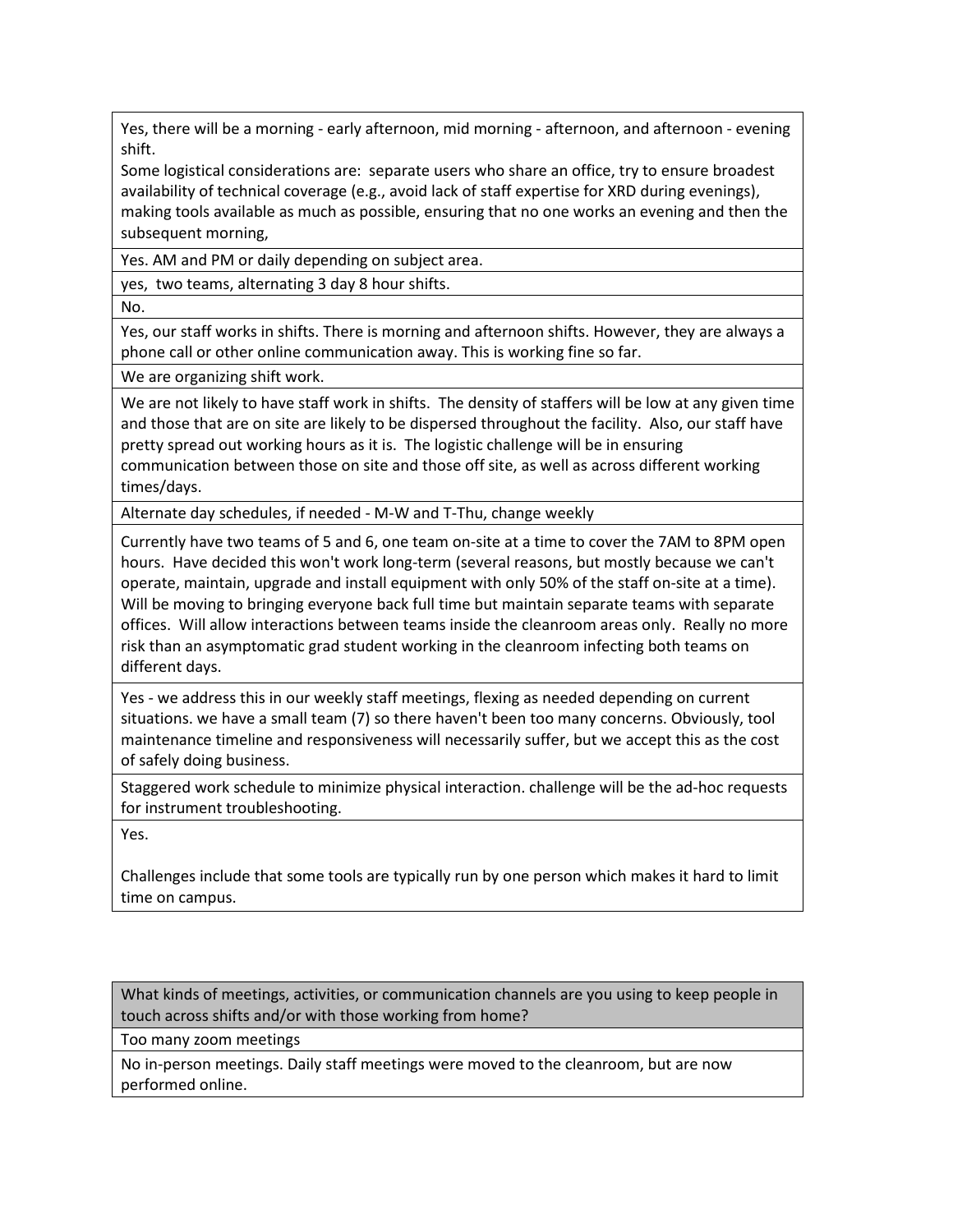| |
|---|
| Yes, there will be a morning - early afternoon, mid morning - afternoon, and afternoon - evening shift.<br>Some logistical considerations are: separate users who share an office, try to ensure broadest availability of technical coverage (e.g., avoid lack of staff expertise for XRD during evenings), making tools available as much as possible, ensuring that no one works an evening and then the subsequent morning, |
| Yes. AM and PM or daily depending on subject area. |
| yes, two teams, alternating 3 day 8 hour shifts. |
| No. |
| Yes, our staff works in shifts. There is morning and afternoon shifts. However, they are always a phone call or other online communication away. This is working fine so far. |
| We are organizing shift work. |
| We are not likely to have staff work in shifts. The density of staffers will be low at any given time and those that are on site are likely to be dispersed throughout the facility. Also, our staff have pretty spread out working hours as it is. The logistic challenge will be in ensuring communication between those on site and those off site, as well as across different working times/days. |
| Alternate day schedules, if needed - M-W and T-Thu, change weekly |
| Currently have two teams of 5 and 6, one team on-site at a time to cover the 7AM to 8PM open hours. Have decided this won't work long-term (several reasons, but mostly because we can't operate, maintain, upgrade and install equipment with only 50% of the staff on-site at a time). Will be moving to bringing everyone back full time but maintain separate teams with separate offices. Will allow interactions between teams inside the cleanroom areas only. Really no more risk than an asymptomatic grad student working in the cleanroom infecting both teams on different days. |
| Yes - we address this in our weekly staff meetings, flexing as needed depending on current situations. we have a small team (7) so there haven't been too many concerns. Obviously, tool maintenance timeline and responsiveness will necessarily suffer, but we accept this as the cost of safely doing business. |
| Staggered work schedule to minimize physical interaction. challenge will be the ad-hoc requests for instrument troubleshooting. |
| Yes.<br><br>Challenges include that some tools are typically run by one person which makes it hard to limit time on campus. |

| What kinds of meetings, activities, or communication channels are you using to keep people in touch across shifts and/or with those working from home? |
|---|
| Too many zoom meetings |
| No in-person meetings. Daily staff meetings were moved to the cleanroom, but are now performed online. |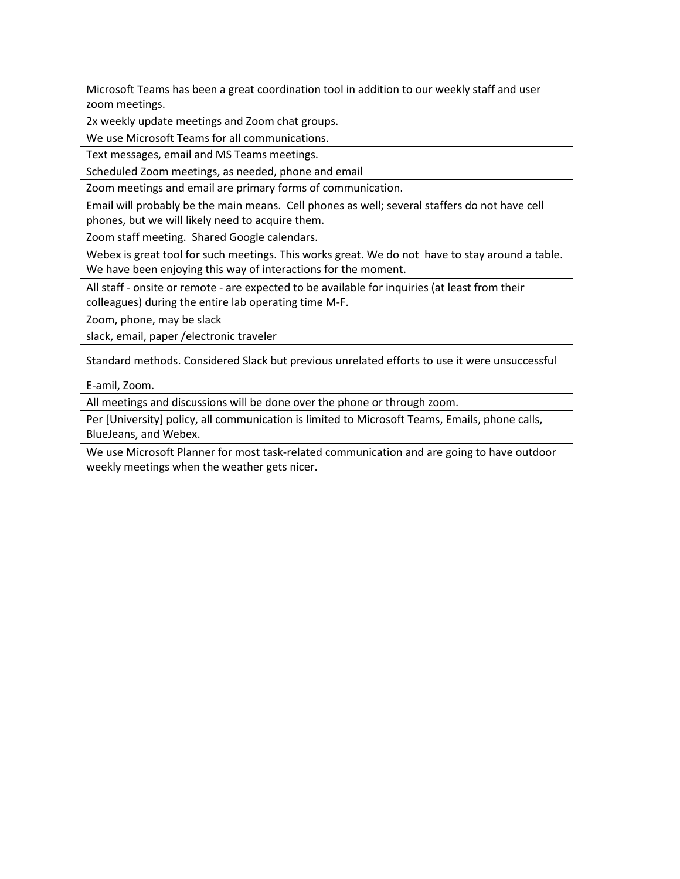| |
|---|
| Microsoft Teams has been a great coordination tool in addition to our weekly staff and user zoom meetings. |
| 2x weekly update meetings and Zoom chat groups. |
| We use Microsoft Teams for all communications. |
| Text messages, email and MS Teams meetings. |
| Scheduled Zoom meetings, as needed, phone and email |
| Zoom meetings and email are primary forms of communication. |
| Email will probably be the main means.  Cell phones as well; several staffers do not have cell phones, but we will likely need to acquire them. |
| Zoom staff meeting.  Shared Google calendars. |
| Webex is great tool for such meetings. This works great. We do not  have to stay around a table. We have been enjoying this way of interactions for the moment. |
| All staff - onsite or remote - are expected to be available for inquiries (at least from their colleagues) during the entire lab operating time M-F. |
| Zoom, phone, may be slack |
| slack, email, paper /electronic traveler |
| Standard methods. Considered Slack but previous unrelated efforts to use it were unsuccessful |
| E-amil, Zoom. |
| All meetings and discussions will be done over the phone or through zoom. |
| Per [University] policy, all communication is limited to Microsoft Teams, Emails, phone calls, BlueJeans, and Webex. |
| We use Microsoft Planner for most task-related communication and are going to have outdoor weekly meetings when the weather gets nicer. |